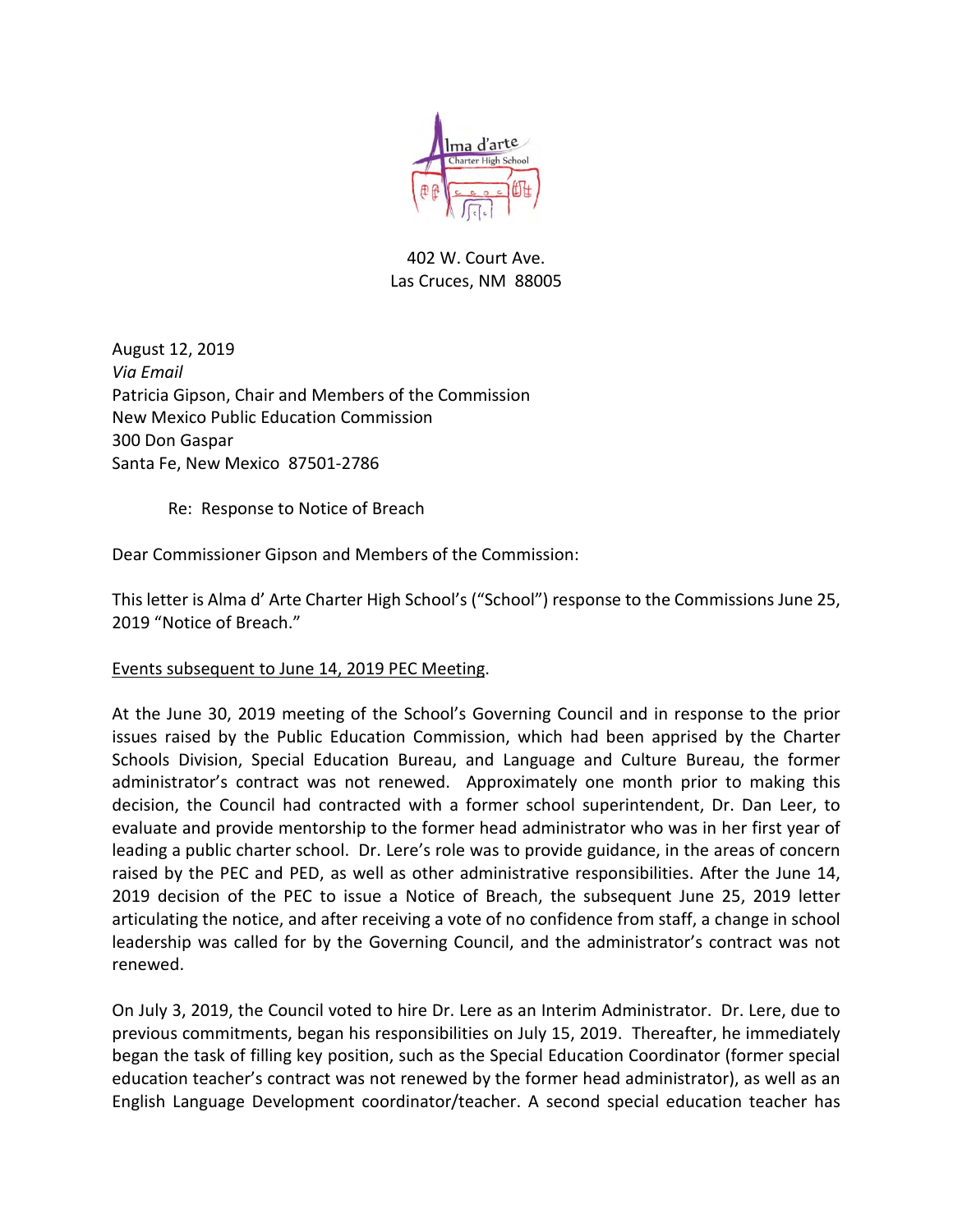402 W. Court Ave.
Las Cruces, NM 88005

August 12, 2019
*Via Email*
Patricia Gipson, Chair and Members of the Commission
New Mexico Public Education Commission
300 Don Gaspar
Santa Fe, New Mexico 87501-2786

Re: Response to Notice of Breach

Dear Commissioner Gipson and Members of the Commission:

This letter is Alma d' Arte Charter High School's ("School") response to the Commissions June 25, 2019 "Notice of Breach."

Events subsequent to June 14, 2019 PEC Meeting.

At the June 30, 2019 meeting of the School's Governing Council and in response to the prior issues raised by the Public Education Commission, which had been apprised by the Charter Schools Division, Special Education Bureau, and Language and Culture Bureau, the former administrator's contract was not renewed. Approximately one month prior to making this decision, the Council had contracted with a former school superintendent, Dr. Dan Leer, to evaluate and provide mentorship to the former head administrator who was in her first year of leading a public charter school. Dr. Lere's role was to provide guidance, in the areas of concern raised by the PEC and PED, as well as other administrative responsibilities. After the June 14, 2019 decision of the PEC to issue a Notice of Breach, the subsequent June 25, 2019 letter articulating the notice, and after receiving a vote of no confidence from staff, a change in school leadership was called for by the Governing Council, and the administrator's contract was not renewed.

On July 3, 2019, the Council voted to hire Dr. Lere as an Interim Administrator. Dr. Lere, due to previous commitments, began his responsibilities on July 15, 2019. Thereafter, he immediately began the task of filling key position, such as the Special Education Coordinator (former special education teacher's contract was not renewed by the former head administrator), as well as an English Language Development coordinator/teacher. A second special education teacher has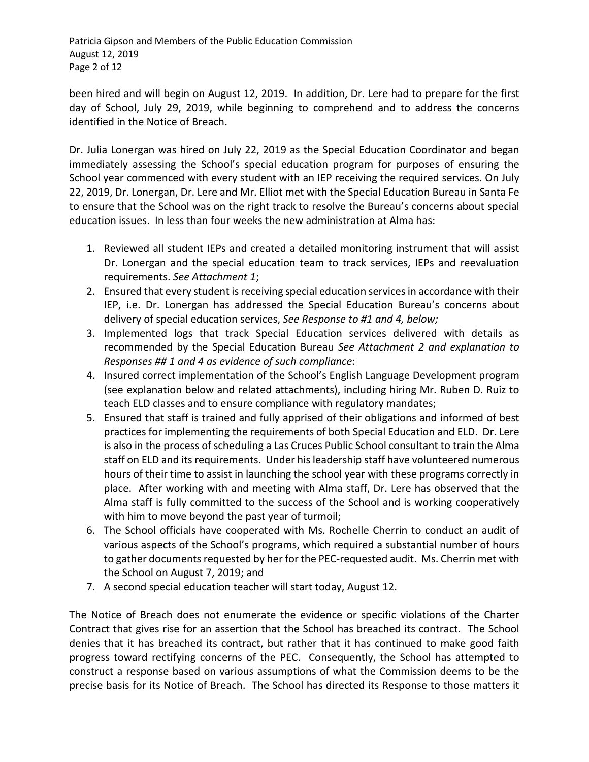been hired and will begin on August 12, 2019. In addition, Dr. Lere had to prepare for the first day of School, July 29, 2019, while beginning to comprehend and to address the concerns identified in the Notice of Breach.

Dr. Julia Lonergan was hired on July 22, 2019 as the Special Education Coordinator and began immediately assessing the School's special education program for purposes of ensuring the School year commenced with every student with an IEP receiving the required services. On July 22, 2019, Dr. Lonergan, Dr. Lere and Mr. Elliot met with the Special Education Bureau in Santa Fe to ensure that the School was on the right track to resolve the Bureau's concerns about special education issues. In less than four weeks the new administration at Alma has:

1. Reviewed all student IEPs and created a detailed monitoring instrument that will assist Dr. Lonergan and the special education team to track services, IEPs and reevaluation requirements. *See Attachment 1*;
2. Ensured that every student is receiving special education services in accordance with their IEP, i.e. Dr. Lonergan has addressed the Special Education Bureau's concerns about delivery of special education services, *See Response to #1 and 4, below;*
3. Implemented logs that track Special Education services delivered with details as recommended by the Special Education Bureau *See Attachment 2 and explanation to Responses ## 1 and 4 as evidence of such compliance*:
4. Insured correct implementation of the School's English Language Development program (see explanation below and related attachments), including hiring Mr. Ruben D. Ruiz to teach ELD classes and to ensure compliance with regulatory mandates;
5. Ensured that staff is trained and fully apprised of their obligations and informed of best practices for implementing the requirements of both Special Education and ELD. Dr. Lere is also in the process of scheduling a Las Cruces Public School consultant to train the Alma staff on ELD and its requirements. Under his leadership staff have volunteered numerous hours of their time to assist in launching the school year with these programs correctly in place. After working with and meeting with Alma staff, Dr. Lere has observed that the Alma staff is fully committed to the success of the School and is working cooperatively with him to move beyond the past year of turmoil;
6. The School officials have cooperated with Ms. Rochelle Cherrin to conduct an audit of various aspects of the School's programs, which required a substantial number of hours to gather documents requested by her for the PEC-requested audit. Ms. Cherrin met with the School on August 7, 2019; and
7. A second special education teacher will start today, August 12.

The Notice of Breach does not enumerate the evidence or specific violations of the Charter Contract that gives rise for an assertion that the School has breached its contract. The School denies that it has breached its contract, but rather that it has continued to make good faith progress toward rectifying concerns of the PEC. Consequently, the School has attempted to construct a response based on various assumptions of what the Commission deems to be the precise basis for its Notice of Breach. The School has directed its Response to those matters it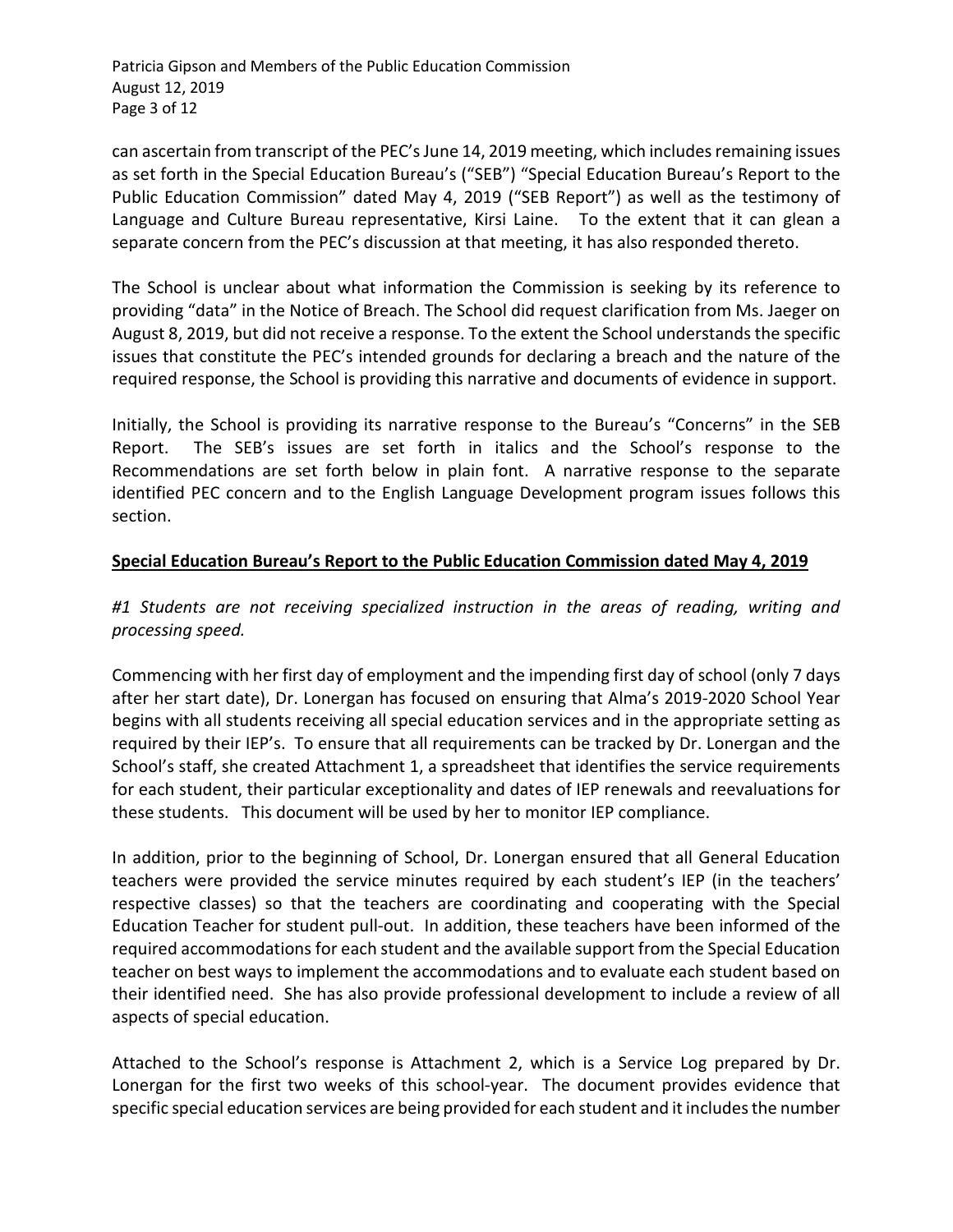can ascertain from transcript of the PEC's June 14, 2019 meeting, which includes remaining issues as set forth in the Special Education Bureau's ("SEB") "Special Education Bureau's Report to the Public Education Commission" dated May 4, 2019 ("SEB Report") as well as the testimony of Language and Culture Bureau representative, Kirsi Laine. To the extent that it can glean a separate concern from the PEC's discussion at that meeting, it has also responded thereto.

The School is unclear about what information the Commission is seeking by its reference to providing "data" in the Notice of Breach. The School did request clarification from Ms. Jaeger on August 8, 2019, but did not receive a response. To the extent the School understands the specific issues that constitute the PEC's intended grounds for declaring a breach and the nature of the required response, the School is providing this narrative and documents of evidence in support.

Initially, the School is providing its narrative response to the Bureau's "Concerns" in the SEB Report. The SEB's issues are set forth in italics and the School's response to the Recommendations are set forth below in plain font. A narrative response to the separate identified PEC concern and to the English Language Development program issues follows this section.

**Special Education Bureau's Report to the Public Education Commission dated May 4, 2019**

*#1 Students are not receiving specialized instruction in the areas of reading, writing and processing speed.*

Commencing with her first day of employment and the impending first day of school (only 7 days after her start date), Dr. Lonergan has focused on ensuring that Alma's 2019-2020 School Year begins with all students receiving all special education services and in the appropriate setting as required by their IEP's. To ensure that all requirements can be tracked by Dr. Lonergan and the School's staff, she created Attachment 1, a spreadsheet that identifies the service requirements for each student, their particular exceptionality and dates of IEP renewals and reevaluations for these students. This document will be used by her to monitor IEP compliance.

In addition, prior to the beginning of School, Dr. Lonergan ensured that all General Education teachers were provided the service minutes required by each student's IEP (in the teachers' respective classes) so that the teachers are coordinating and cooperating with the Special Education Teacher for student pull-out. In addition, these teachers have been informed of the required accommodations for each student and the available support from the Special Education teacher on best ways to implement the accommodations and to evaluate each student based on their identified need. She has also provide professional development to include a review of all aspects of special education.

Attached to the School's response is Attachment 2, which is a Service Log prepared by Dr. Lonergan for the first two weeks of this school-year. The document provides evidence that specific special education services are being provided for each student and it includes the number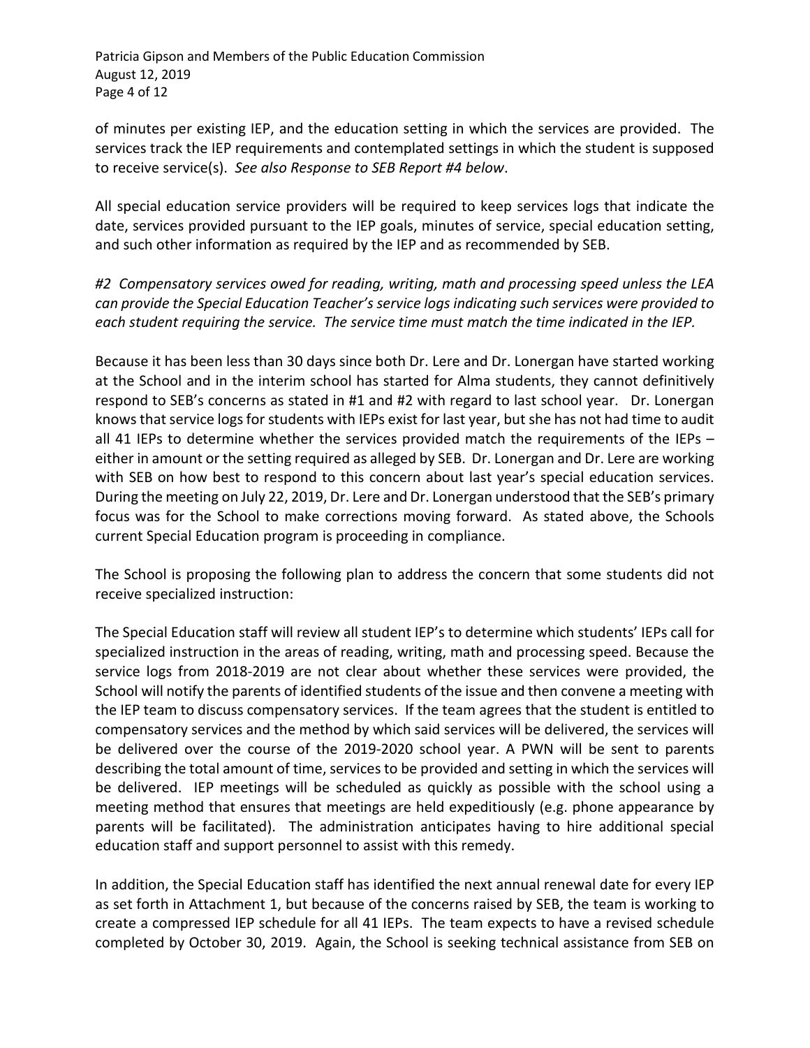of minutes per existing IEP, and the education setting in which the services are provided. The services track the IEP requirements and contemplated settings in which the student is supposed to receive service(s). *See also Response to SEB Report #4 below*.

All special education service providers will be required to keep services logs that indicate the date, services provided pursuant to the IEP goals, minutes of service, special education setting, and such other information as required by the IEP and as recommended by SEB.

*#2 Compensatory services owed for reading, writing, math and processing speed unless the LEA can provide the Special Education Teacher's service logs indicating such services were provided to each student requiring the service. The service time must match the time indicated in the IEP.*

Because it has been less than 30 days since both Dr. Lere and Dr. Lonergan have started working at the School and in the interim school has started for Alma students, they cannot definitively respond to SEB's concerns as stated in #1 and #2 with regard to last school year. Dr. Lonergan knows that service logs for students with IEPs exist for last year, but she has not had time to audit all 41 IEPs to determine whether the services provided match the requirements of the IEPs – either in amount or the setting required as alleged by SEB. Dr. Lonergan and Dr. Lere are working with SEB on how best to respond to this concern about last year's special education services. During the meeting on July 22, 2019, Dr. Lere and Dr. Lonergan understood that the SEB's primary focus was for the School to make corrections moving forward. As stated above, the Schools current Special Education program is proceeding in compliance.

The School is proposing the following plan to address the concern that some students did not receive specialized instruction:

The Special Education staff will review all student IEP's to determine which students' IEPs call for specialized instruction in the areas of reading, writing, math and processing speed. Because the service logs from 2018-2019 are not clear about whether these services were provided, the School will notify the parents of identified students of the issue and then convene a meeting with the IEP team to discuss compensatory services. If the team agrees that the student is entitled to compensatory services and the method by which said services will be delivered, the services will be delivered over the course of the 2019-2020 school year. A PWN will be sent to parents describing the total amount of time, services to be provided and setting in which the services will be delivered. IEP meetings will be scheduled as quickly as possible with the school using a meeting method that ensures that meetings are held expeditiously (e.g. phone appearance by parents will be facilitated). The administration anticipates having to hire additional special education staff and support personnel to assist with this remedy.

In addition, the Special Education staff has identified the next annual renewal date for every IEP as set forth in Attachment 1, but because of the concerns raised by SEB, the team is working to create a compressed IEP schedule for all 41 IEPs. The team expects to have a revised schedule completed by October 30, 2019. Again, the School is seeking technical assistance from SEB on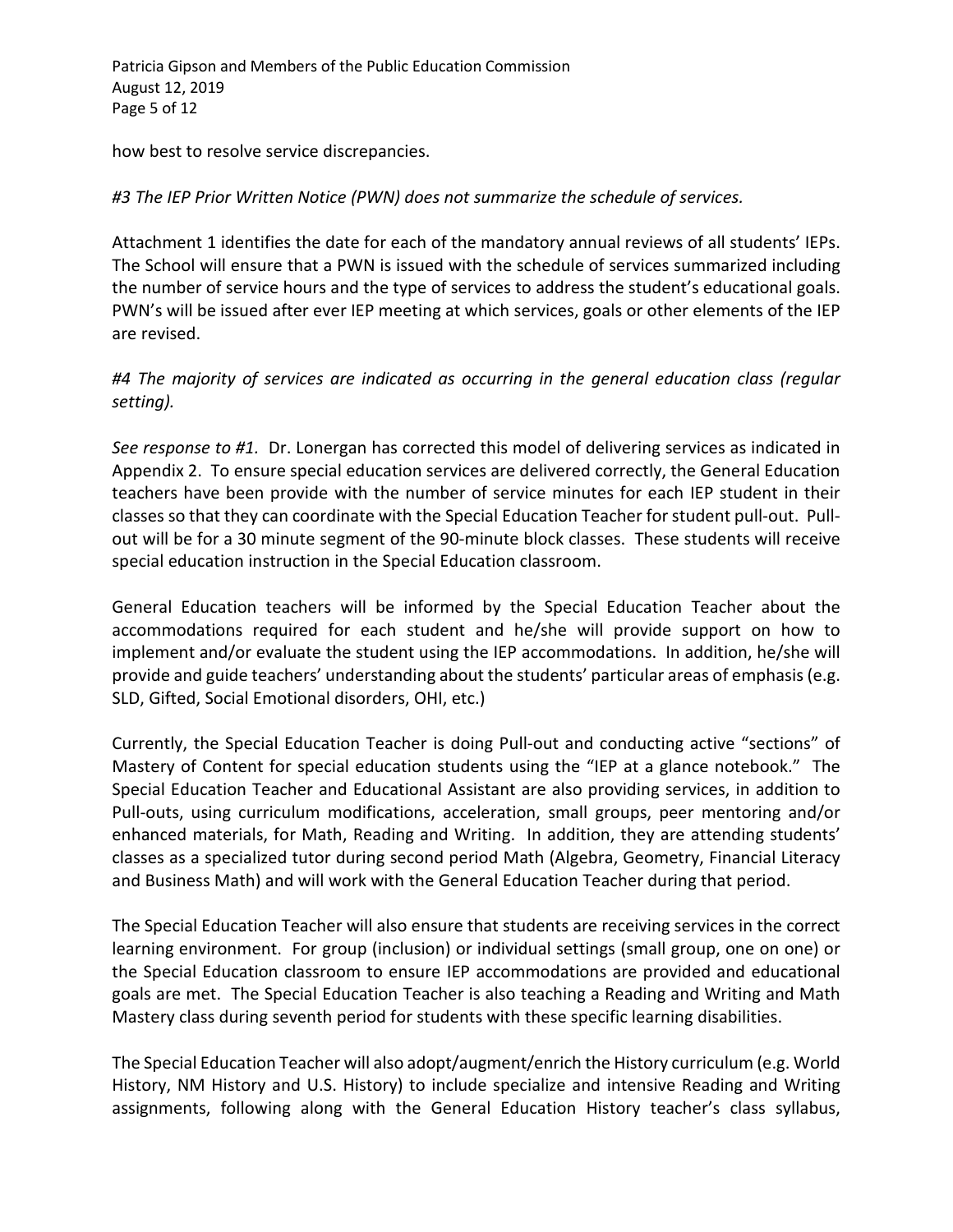how best to resolve service discrepancies.

*#3 The IEP Prior Written Notice (PWN) does not summarize the schedule of services.*

Attachment 1 identifies the date for each of the mandatory annual reviews of all students' IEPs. The School will ensure that a PWN is issued with the schedule of services summarized including the number of service hours and the type of services to address the student's educational goals. PWN's will be issued after ever IEP meeting at which services, goals or other elements of the IEP are revised.

*#4 The majority of services are indicated as occurring in the general education class (regular setting).*

*See response to #1.* Dr. Lonergan has corrected this model of delivering services as indicated in Appendix 2. To ensure special education services are delivered correctly, the General Education teachers have been provide with the number of service minutes for each IEP student in their classes so that they can coordinate with the Special Education Teacher for student pull-out. Pull-out will be for a 30 minute segment of the 90-minute block classes. These students will receive special education instruction in the Special Education classroom.

General Education teachers will be informed by the Special Education Teacher about the accommodations required for each student and he/she will provide support on how to implement and/or evaluate the student using the IEP accommodations. In addition, he/she will provide and guide teachers' understanding about the students' particular areas of emphasis (e.g. SLD, Gifted, Social Emotional disorders, OHI, etc.)

Currently, the Special Education Teacher is doing Pull-out and conducting active "sections" of Mastery of Content for special education students using the "IEP at a glance notebook." The Special Education Teacher and Educational Assistant are also providing services, in addition to Pull-outs, using curriculum modifications, acceleration, small groups, peer mentoring and/or enhanced materials, for Math, Reading and Writing. In addition, they are attending students' classes as a specialized tutor during second period Math (Algebra, Geometry, Financial Literacy and Business Math) and will work with the General Education Teacher during that period.

The Special Education Teacher will also ensure that students are receiving services in the correct learning environment. For group (inclusion) or individual settings (small group, one on one) or the Special Education classroom to ensure IEP accommodations are provided and educational goals are met. The Special Education Teacher is also teaching a Reading and Writing and Math Mastery class during seventh period for students with these specific learning disabilities.

The Special Education Teacher will also adopt/augment/enrich the History curriculum (e.g. World History, NM History and U.S. History) to include specialize and intensive Reading and Writing assignments, following along with the General Education History teacher's class syllabus,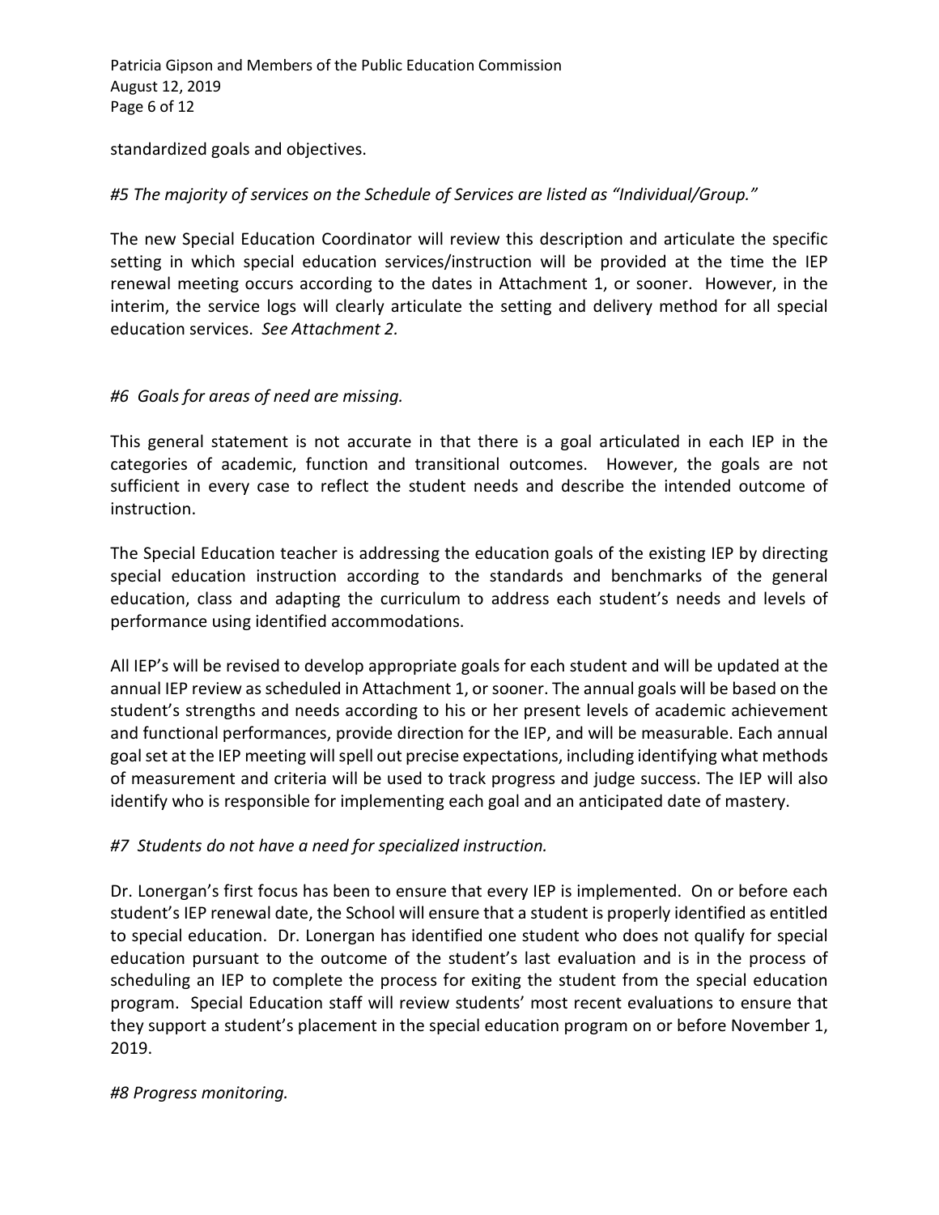standardized goals and objectives.

*#5 The majority of services on the Schedule of Services are listed as "Individual/Group."*

The new Special Education Coordinator will review this description and articulate the specific setting in which special education services/instruction will be provided at the time the IEP renewal meeting occurs according to the dates in Attachment 1, or sooner. However, in the interim, the service logs will clearly articulate the setting and delivery method for all special education services. *See Attachment 2.*

*#6 Goals for areas of need are missing.*

This general statement is not accurate in that there is a goal articulated in each IEP in the categories of academic, function and transitional outcomes. However, the goals are not sufficient in every case to reflect the student needs and describe the intended outcome of instruction.

The Special Education teacher is addressing the education goals of the existing IEP by directing special education instruction according to the standards and benchmarks of the general education, class and adapting the curriculum to address each student's needs and levels of performance using identified accommodations.

All IEP's will be revised to develop appropriate goals for each student and will be updated at the annual IEP review as scheduled in Attachment 1, or sooner. The annual goals will be based on the student's strengths and needs according to his or her present levels of academic achievement and functional performances, provide direction for the IEP, and will be measurable. Each annual goal set at the IEP meeting will spell out precise expectations, including identifying what methods of measurement and criteria will be used to track progress and judge success. The IEP will also identify who is responsible for implementing each goal and an anticipated date of mastery.

*#7 Students do not have a need for specialized instruction.*

Dr. Lonergan's first focus has been to ensure that every IEP is implemented. On or before each student's IEP renewal date, the School will ensure that a student is properly identified as entitled to special education. Dr. Lonergan has identified one student who does not qualify for special education pursuant to the outcome of the student's last evaluation and is in the process of scheduling an IEP to complete the process for exiting the student from the special education program. Special Education staff will review students' most recent evaluations to ensure that they support a student's placement in the special education program on or before November 1, 2019.

*#8 Progress monitoring.*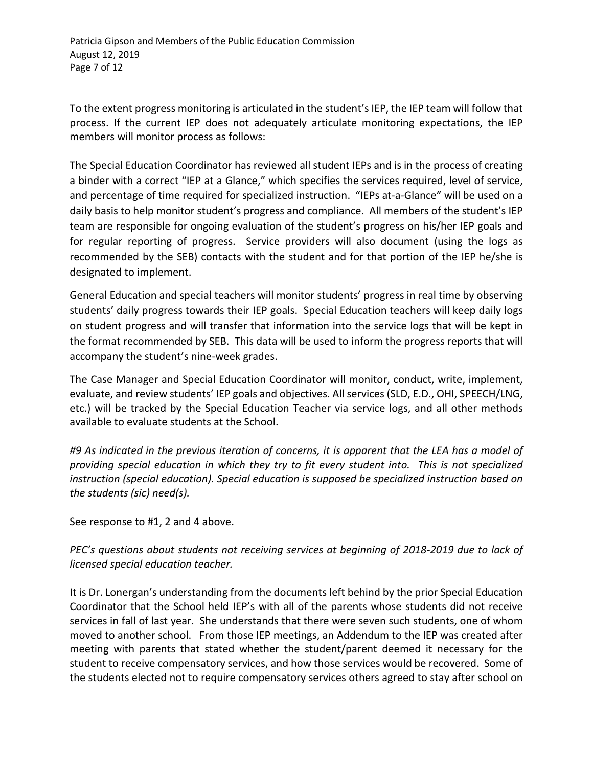To the extent progress monitoring is articulated in the student's IEP, the IEP team will follow that process. If the current IEP does not adequately articulate monitoring expectations, the IEP members will monitor process as follows:

The Special Education Coordinator has reviewed all student IEPs and is in the process of creating a binder with a correct "IEP at a Glance," which specifies the services required, level of service, and percentage of time required for specialized instruction. "IEPs at-a-Glance" will be used on a daily basis to help monitor student's progress and compliance. All members of the student's IEP team are responsible for ongoing evaluation of the student's progress on his/her IEP goals and for regular reporting of progress. Service providers will also document (using the logs as recommended by the SEB) contacts with the student and for that portion of the IEP he/she is designated to implement.

General Education and special teachers will monitor students' progress in real time by observing students' daily progress towards their IEP goals. Special Education teachers will keep daily logs on student progress and will transfer that information into the service logs that will be kept in the format recommended by SEB. This data will be used to inform the progress reports that will accompany the student's nine-week grades.

The Case Manager and Special Education Coordinator will monitor, conduct, write, implement, evaluate, and review students' IEP goals and objectives. All services (SLD, E.D., OHI, SPEECH/LNG, etc.) will be tracked by the Special Education Teacher via service logs, and all other methods available to evaluate students at the School.

*#9 As indicated in the previous iteration of concerns, it is apparent that the LEA has a model of providing special education in which they try to fit every student into. This is not specialized instruction (special education). Special education is supposed be specialized instruction based on the students (sic) need(s).*

See response to #1, 2 and 4 above.

*PEC's questions about students not receiving services at beginning of 2018-2019 due to lack of licensed special education teacher.*

It is Dr. Lonergan's understanding from the documents left behind by the prior Special Education Coordinator that the School held IEP's with all of the parents whose students did not receive services in fall of last year. She understands that there were seven such students, one of whom moved to another school. From those IEP meetings, an Addendum to the IEP was created after meeting with parents that stated whether the student/parent deemed it necessary for the student to receive compensatory services, and how those services would be recovered. Some of the students elected not to require compensatory services others agreed to stay after school on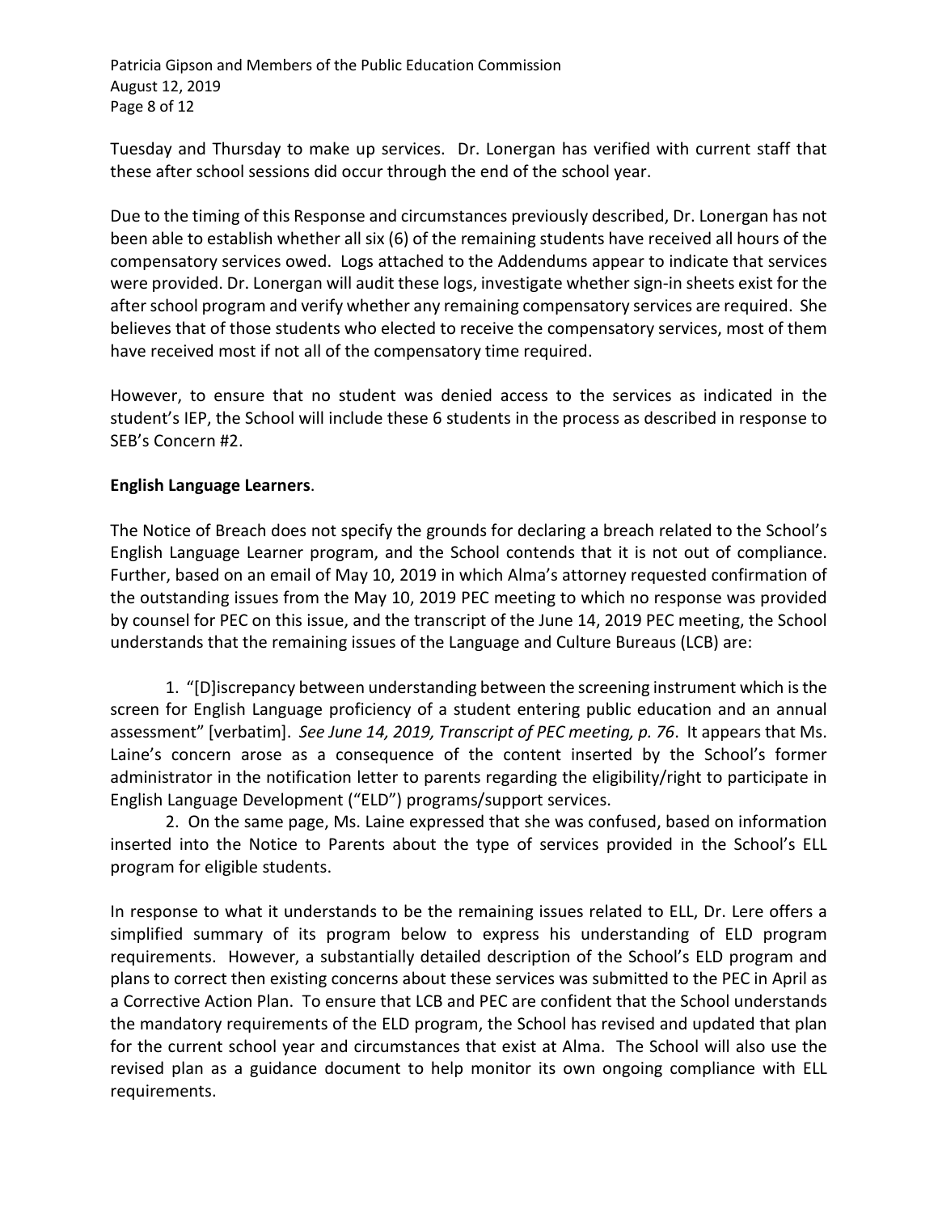Tuesday and Thursday to make up services. Dr. Lonergan has verified with current staff that these after school sessions did occur through the end of the school year.

Due to the timing of this Response and circumstances previously described, Dr. Lonergan has not been able to establish whether all six (6) of the remaining students have received all hours of the compensatory services owed. Logs attached to the Addendums appear to indicate that services were provided. Dr. Lonergan will audit these logs, investigate whether sign-in sheets exist for the after school program and verify whether any remaining compensatory services are required. She believes that of those students who elected to receive the compensatory services, most of them have received most if not all of the compensatory time required.

However, to ensure that no student was denied access to the services as indicated in the student's IEP, the School will include these 6 students in the process as described in response to SEB's Concern #2.

**English Language Learners**.

The Notice of Breach does not specify the grounds for declaring a breach related to the School's English Language Learner program, and the School contends that it is not out of compliance. Further, based on an email of May 10, 2019 in which Alma's attorney requested confirmation of the outstanding issues from the May 10, 2019 PEC meeting to which no response was provided by counsel for PEC on this issue, and the transcript of the June 14, 2019 PEC meeting, the School understands that the remaining issues of the Language and Culture Bureaus (LCB) are:

1. "[D]iscrepancy between understanding between the screening instrument which is the screen for English Language proficiency of a student entering public education and an annual assessment" [verbatim]. *See June 14, 2019, Transcript of PEC meeting, p. 76*. It appears that Ms. Laine's concern arose as a consequence of the content inserted by the School's former administrator in the notification letter to parents regarding the eligibility/right to participate in English Language Development ("ELD") programs/support services.
2. On the same page, Ms. Laine expressed that she was confused, based on information inserted into the Notice to Parents about the type of services provided in the School's ELL program for eligible students.

In response to what it understands to be the remaining issues related to ELL, Dr. Lere offers a simplified summary of its program below to express his understanding of ELD program requirements. However, a substantially detailed description of the School's ELD program and plans to correct then existing concerns about these services was submitted to the PEC in April as a Corrective Action Plan. To ensure that LCB and PEC are confident that the School understands the mandatory requirements of the ELD program, the School has revised and updated that plan for the current school year and circumstances that exist at Alma. The School will also use the revised plan as a guidance document to help monitor its own ongoing compliance with ELL requirements.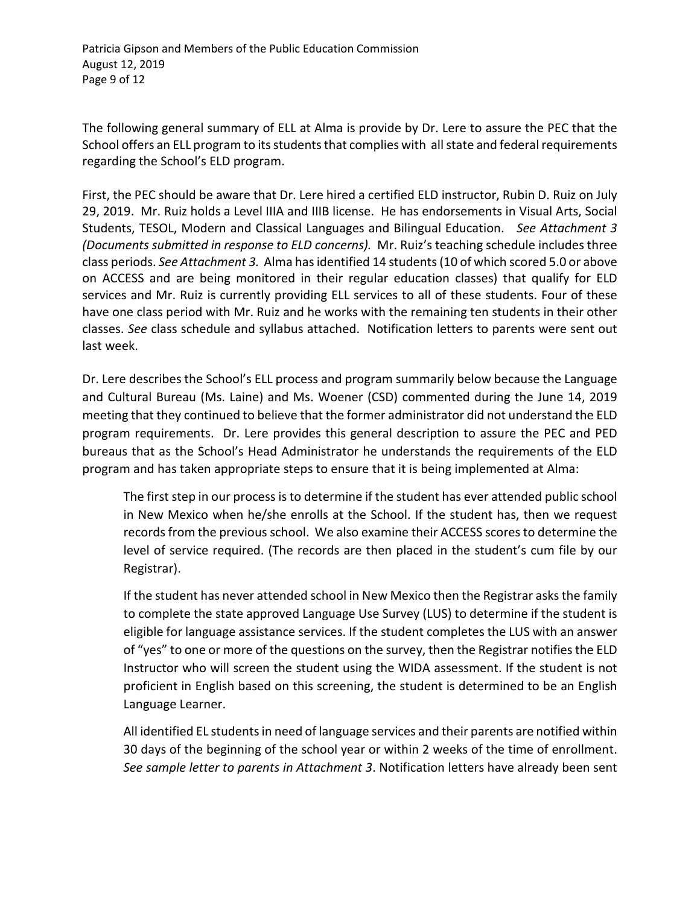The following general summary of ELL at Alma is provide by Dr. Lere to assure the PEC that the School offers an ELL program to its students that complies with all state and federal requirements regarding the School's ELD program.

First, the PEC should be aware that Dr. Lere hired a certified ELD instructor, Rubin D. Ruiz on July 29, 2019. Mr. Ruiz holds a Level IIIA and IIIB license. He has endorsements in Visual Arts, Social Students, TESOL, Modern and Classical Languages and Bilingual Education. *See Attachment 3 (Documents submitted in response to ELD concerns).* Mr. Ruiz's teaching schedule includes three class periods. *See Attachment 3.* Alma has identified 14 students (10 of which scored 5.0 or above on ACCESS and are being monitored in their regular education classes) that qualify for ELD services and Mr. Ruiz is currently providing ELL services to all of these students. Four of these have one class period with Mr. Ruiz and he works with the remaining ten students in their other classes. *See* class schedule and syllabus attached. Notification letters to parents were sent out last week.

Dr. Lere describes the School's ELL process and program summarily below because the Language and Cultural Bureau (Ms. Laine) and Ms. Woener (CSD) commented during the June 14, 2019 meeting that they continued to believe that the former administrator did not understand the ELD program requirements. Dr. Lere provides this general description to assure the PEC and PED bureaus that as the School's Head Administrator he understands the requirements of the ELD program and has taken appropriate steps to ensure that it is being implemented at Alma:

> The first step in our process is to determine if the student has ever attended public school in New Mexico when he/she enrolls at the School. If the student has, then we request records from the previous school. We also examine their ACCESS scores to determine the level of service required. (The records are then placed in the student's cum file by our Registrar).
>
> If the student has never attended school in New Mexico then the Registrar asks the family to complete the state approved Language Use Survey (LUS) to determine if the student is eligible for language assistance services. If the student completes the LUS with an answer of "yes" to one or more of the questions on the survey, then the Registrar notifies the ELD Instructor who will screen the student using the WIDA assessment. If the student is not proficient in English based on this screening, the student is determined to be an English Language Learner.
>
> All identified EL students in need of language services and their parents are notified within 30 days of the beginning of the school year or within 2 weeks of the time of enrollment. *See sample letter to parents in Attachment 3*. Notification letters have already been sent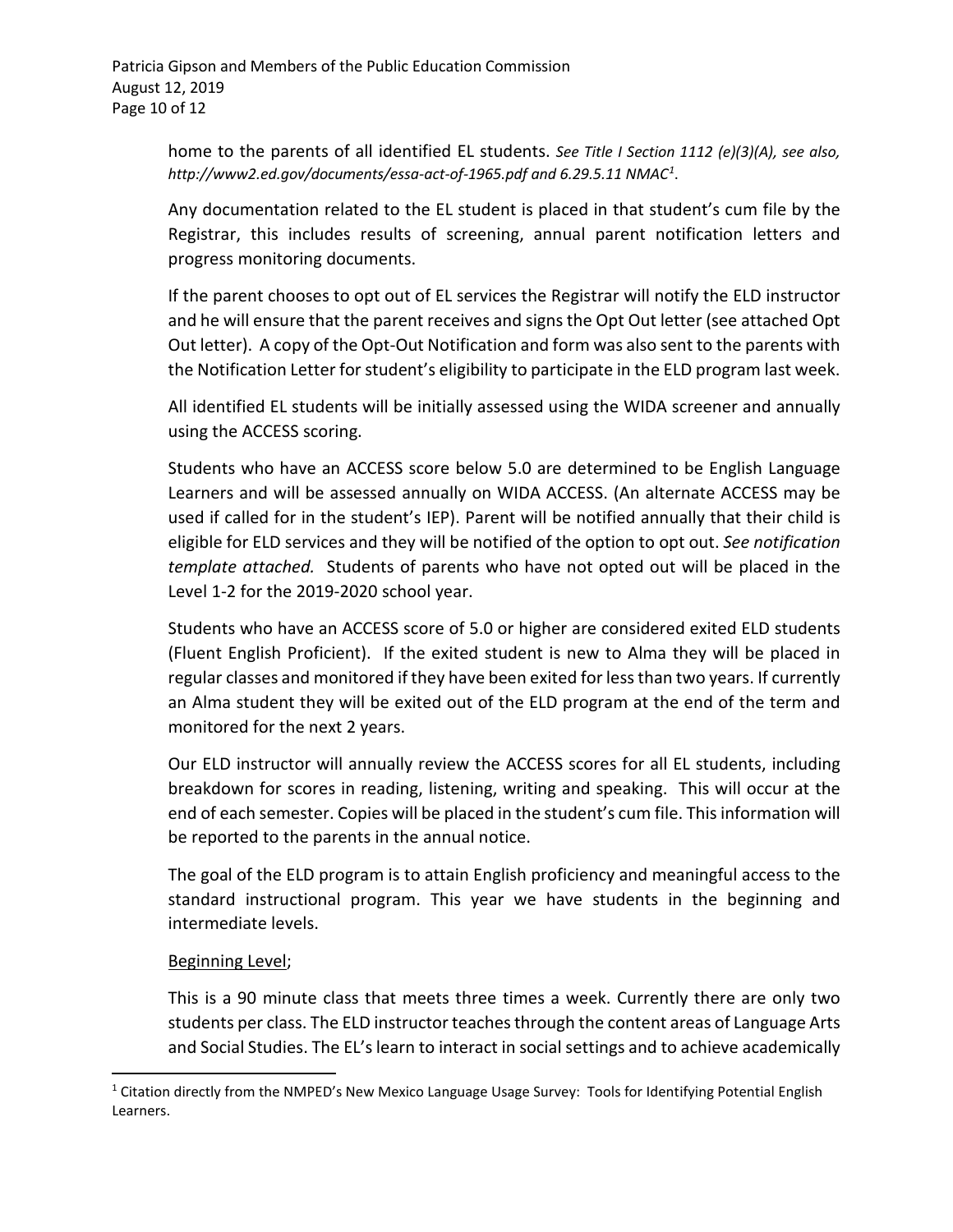home to the parents of all identified EL students. *See Title I Section 1112 (e)(3)(A), see also, http://www2.ed.gov/documents/essa-act-of-1965.pdf and 6.29.5.11 NMAC*[1].

Any documentation related to the EL student is placed in that student's cum file by the Registrar, this includes results of screening, annual parent notification letters and progress monitoring documents.

If the parent chooses to opt out of EL services the Registrar will notify the ELD instructor and he will ensure that the parent receives and signs the Opt Out letter (see attached Opt Out letter). A copy of the Opt-Out Notification and form was also sent to the parents with the Notification Letter for student's eligibility to participate in the ELD program last week.

All identified EL students will be initially assessed using the WIDA screener and annually using the ACCESS scoring.

Students who have an ACCESS score below 5.0 are determined to be English Language Learners and will be assessed annually on WIDA ACCESS. (An alternate ACCESS may be used if called for in the student's IEP). Parent will be notified annually that their child is eligible for ELD services and they will be notified of the option to opt out. *See notification template attached.* Students of parents who have not opted out will be placed in the Level 1-2 for the 2019-2020 school year.

Students who have an ACCESS score of 5.0 or higher are considered exited ELD students (Fluent English Proficient). If the exited student is new to Alma they will be placed in regular classes and monitored if they have been exited for less than two years. If currently an Alma student they will be exited out of the ELD program at the end of the term and monitored for the next 2 years.

Our ELD instructor will annually review the ACCESS scores for all EL students, including breakdown for scores in reading, listening, writing and speaking. This will occur at the end of each semester. Copies will be placed in the student's cum file. This information will be reported to the parents in the annual notice.

The goal of the ELD program is to attain English proficiency and meaningful access to the standard instructional program. This year we have students in the beginning and intermediate levels.

<u>Beginning Level</u>;

This is a 90 minute class that meets three times a week. Currently there are only two students per class. The ELD instructor teaches through the content areas of Language Arts and Social Studies. The EL's learn to interact in social settings and to achieve academically

---

[1] Citation directly from the NMPED's New Mexico Language Usage Survey: Tools for Identifying Potential English Learners.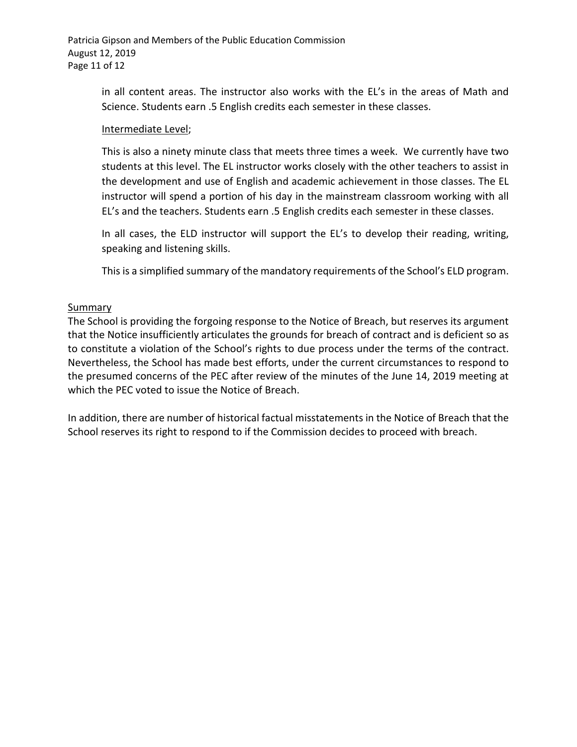in all content areas. The instructor also works with the EL's in the areas of Math and Science. Students earn .5 English credits each semester in these classes.

Intermediate Level;

This is also a ninety minute class that meets three times a week. We currently have two students at this level. The EL instructor works closely with the other teachers to assist in the development and use of English and academic achievement in those classes. The EL instructor will spend a portion of his day in the mainstream classroom working with all EL's and the teachers. Students earn .5 English credits each semester in these classes.

In all cases, the ELD instructor will support the EL's to develop their reading, writing, speaking and listening skills.

This is a simplified summary of the mandatory requirements of the School's ELD program.

Summary

The School is providing the forgoing response to the Notice of Breach, but reserves its argument that the Notice insufficiently articulates the grounds for breach of contract and is deficient so as to constitute a violation of the School's rights to due process under the terms of the contract. Nevertheless, the School has made best efforts, under the current circumstances to respond to the presumed concerns of the PEC after review of the minutes of the June 14, 2019 meeting at which the PEC voted to issue the Notice of Breach.

In addition, there are number of historical factual misstatements in the Notice of Breach that the School reserves its right to respond to if the Commission decides to proceed with breach.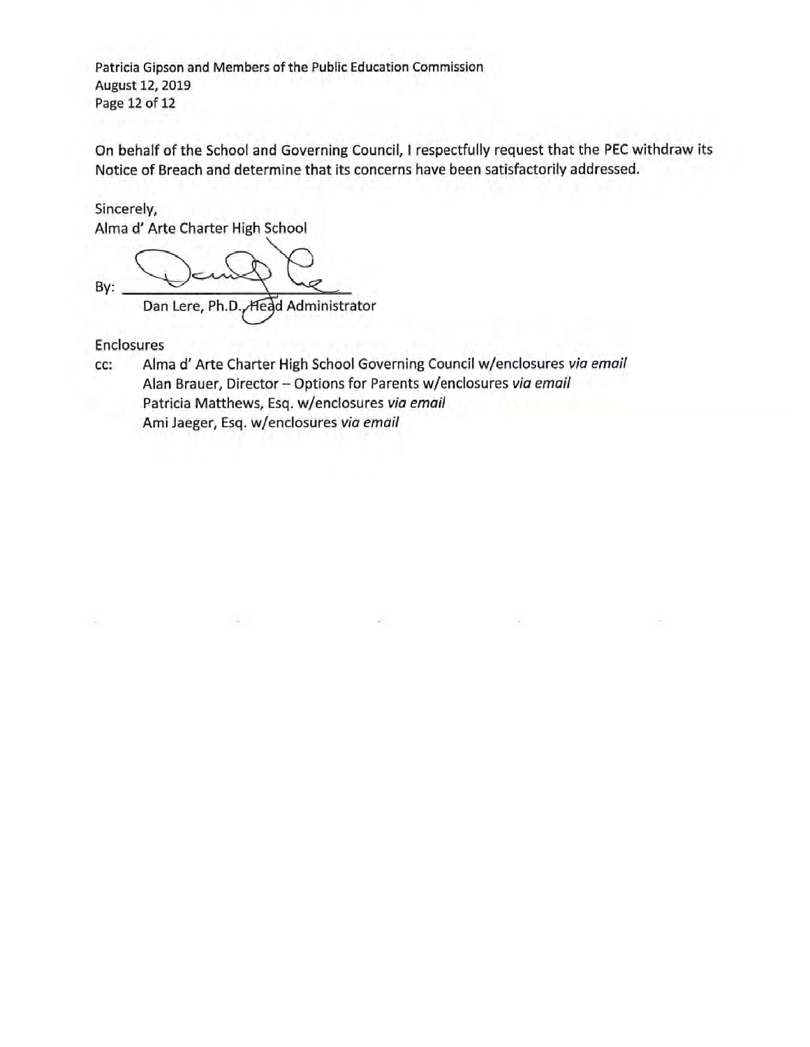On behalf of the School and Governing Council, I respectfully request that the PEC withdraw its Notice of Breach and determine that its concerns have been satisfactorily addressed.

Sincerely,
Alma d' Arte Charter High School

By: ______________________
Dan Lere, Ph.D., Head Administrator

Enclosures

cc: Alma d' Arte Charter High School Governing Council w/enclosures *via email*
Alan Brauer, Director – Options for Parents w/enclosures *via email*
Patricia Matthews, Esq. w/enclosures *via email*
Ami Jaeger, Esq. w/enclosures *via email*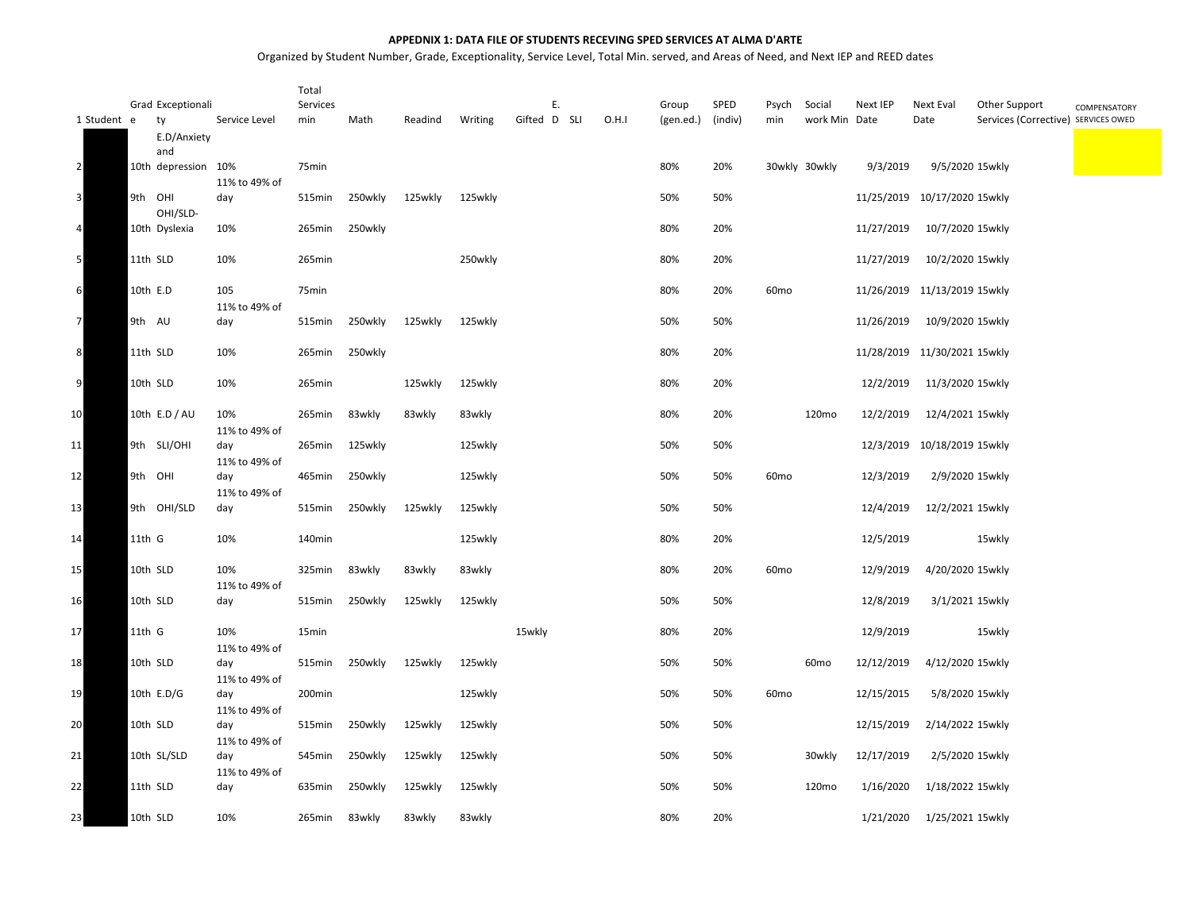**APPEDNIX 1: DATA FILE OF STUDENTS RECEVING SPED SERVICES AT ALMA D'ARTE**

Organized by Student Number, Grade, Exceptionality, Service Level, Total Min. served, and Areas of Need, and Next IEP and REED dates

| 1 | Student | Grade | Exceptionality | Service Level | Total Services min | Math | Readind | Writing | Gifted | E. D | SLI | O.H.I | Group (gen.ed.) | SPED (indiv) | Psych min | Social work Min | Next IEP Date | Next Eval Date | Other Support Services (Corrective) | COMPENSATORY SERVICES OWED |
|---|---|---|---|---|---|---|---|---|---|---|---|---|---|---|---|---|---|---|---|---|
| 2 | | 10th | E.D/Anxiety and depression | 10% | 75min | | | | | | | | 80% | 20% | 30wkly | 30wkly | 9/3/2019 | 9/5/2020 | 15wkly | |
| 3 | | 9th | OHI | 11% to 49% of day | 515min | 250wkly | 125wkly | 125wkly | | | | | 50% | 50% | | | 11/25/2019 | 10/17/2020 | 15wkly | |
| 4 | | 10th | OHI/SLD-Dyslexia | 10% | 265min | 250wkly | | | | | | | 80% | 20% | | | 11/27/2019 | 10/7/2020 | 15wkly | |
| 5 | | 11th | SLD | 10% | 265min | | | 250wkly | | | | | 80% | 20% | | | 11/27/2019 | 10/2/2020 | 15wkly | |
| 6 | | 10th | E.D | 105 | 75min | | | | | | | | 80% | 20% | 60mo | | 11/26/2019 | 11/13/2019 | 15wkly | |
| 7 | | 9th | AU | 11% to 49% of day | 515min | 250wkly | 125wkly | 125wkly | | | | | 50% | 50% | | | 11/26/2019 | 10/9/2020 | 15wkly | |
| 8 | | 11th | SLD | 10% | 265min | 250wkly | | | | | | | 80% | 20% | | | 11/28/2019 | 11/30/2021 | 15wkly | |
| 9 | | 10th | SLD | 10% | 265min | | 125wkly | 125wkly | | | | | 80% | 20% | | | 12/2/2019 | 11/3/2020 | 15wkly | |
| 10 | | 10th | E.D / AU | 10% | 265min | 83wkly | 83wkly | 83wkly | | | | | 80% | 20% | | 120mo | 12/2/2019 | 12/4/2021 | 15wkly | |
| 11 | | 9th | SLI/OHI | 11% to 49% of day | 265min | 125wkly | | 125wkly | | | | | 50% | 50% | | | 12/3/2019 | 10/18/2019 | 15wkly | |
| 12 | | 9th | OHI | 11% to 49% of day | 465min | 250wkly | | 125wkly | | | | | 50% | 50% | 60mo | | 12/3/2019 | 2/9/2020 | 15wkly | |
| 13 | | 9th | OHI/SLD | 11% to 49% of day | 515min | 250wkly | 125wkly | 125wkly | | | | | 50% | 50% | | | 12/4/2019 | 12/2/2021 | 15wkly | |
| 14 | | 11th | G | 10% | 140min | | | 125wkly | | | | | 80% | 20% | | | 12/5/2019 | | 15wkly | |
| 15 | | 10th | SLD | 10% | 325min | 83wkly | 83wkly | 83wkly | | | | | 80% | 20% | 60mo | | 12/9/2019 | 4/20/2020 | 15wkly | |
| 16 | | 10th | SLD | 11% to 49% of day | 515min | 250wkly | 125wkly | 125wkly | | | | | 50% | 50% | | | 12/8/2019 | 3/1/2021 | 15wkly | |
| 17 | | 11th | G | 10% | 15min | | | | 15wkly | | | | 80% | 20% | | | 12/9/2019 | | 15wkly | |
| 18 | | 10th | SLD | 11% to 49% of day | 515min | 250wkly | 125wkly | 125wkly | | | | | 50% | 50% | | 60mo | 12/12/2019 | 4/12/2020 | 15wkly | |
| 19 | | 10th | E.D/G | 11% to 49% of day | 200min | | | 125wkly | | | | | 50% | 50% | 60mo | | 12/15/2015 | 5/8/2020 | 15wkly | |
| 20 | | 10th | SLD | 11% to 49% of day | 515min | 250wkly | 125wkly | 125wkly | | | | | 50% | 50% | | | 12/15/2019 | 2/14/2022 | 15wkly | |
| 21 | | 10th | SL/SLD | 11% to 49% of day | 545min | 250wkly | 125wkly | 125wkly | | | | | 50% | 50% | | 30wkly | 12/17/2019 | 2/5/2020 | 15wkly | |
| 22 | | 11th | SLD | 11% to 49% of day | 635min | 250wkly | 125wkly | 125wkly | | | | | 50% | 50% | | 120mo | 1/16/2020 | 1/18/2022 | 15wkly | |
| 23 | | 10th | SLD | 10% | 265min | 83wkly | 83wkly | 83wkly | | | | | 80% | 20% | | | 1/21/2020 | 1/25/2021 | 15wkly | |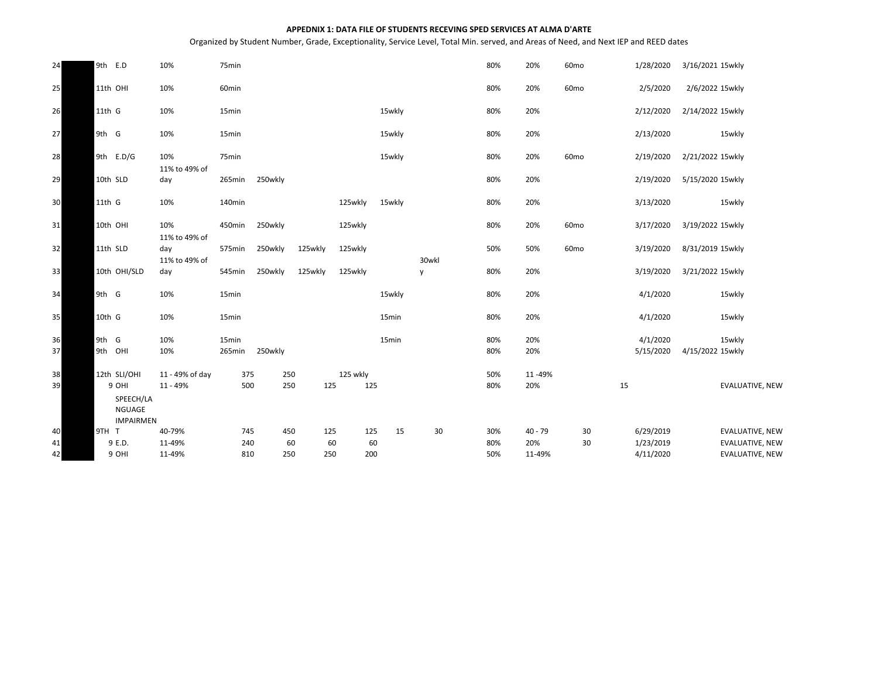**APPEDNIX 1: DATA FILE OF STUDENTS RECEVING SPED SERVICES AT ALMA D'ARTE**

Organized by Student Number, Grade, Exceptionality, Service Level, Total Min. served, and Areas of Need, and Next IEP and REED dates

| | | | | | | | | | | | | | | | | | |
|---|---|---|---|---|---|---|---|---|---|---|---|---|---|---|---|---|---|
| 24 | | 9th | E.D | 10% | 75min | | | | | | 80% | 20% | 60mo | | 1/28/2020 | 3/16/2021 | 15wkly |
| 25 | | 11th | OHI | 10% | 60min | | | | | | 80% | 20% | 60mo | | 2/5/2020 | 2/6/2022 | 15wkly |
| 26 | | 11th | G | 10% | 15min | | | | 15wkly | | 80% | 20% | | | 2/12/2020 | 2/14/2022 | 15wkly |
| 27 | | 9th | G | 10% | 15min | | | | 15wkly | | 80% | 20% | | | 2/13/2020 | | 15wkly |
| 28 | | 9th | E.D/G | 10% | 75min | | | | 15wkly | | 80% | 20% | 60mo | | 2/19/2020 | 2/21/2022 | 15wkly |
| 29 | | 10th | SLD | 11% to 49% of day | 265min | 250wkly | | | | | 80% | 20% | | | 2/19/2020 | 5/15/2020 | 15wkly |
| 30 | | 11th | G | 10% | 140min | | | 125wkly | 15wkly | | 80% | 20% | | | 3/13/2020 | | 15wkly |
| 31 | | 10th | OHI | 10% | 450min | 250wkly | | 125wkly | | | 80% | 20% | 60mo | | 3/17/2020 | 3/19/2022 | 15wkly |
| 32 | | 11th | SLD | 11% to 49% of day | 575min | 250wkly | 125wkly | 125wkly | | | 50% | 50% | 60mo | | 3/19/2020 | 8/31/2019 | 15wkly |
| 33 | | 10th | OHI/SLD | 11% to 49% of day | 545min | 250wkly | 125wkly | 125wkly | | 30wkly | 80% | 20% | | | 3/19/2020 | 3/21/2022 | 15wkly |
| 34 | | 9th | G | 10% | 15min | | | | 15wkly | | 80% | 20% | | | 4/1/2020 | | 15wkly |
| 35 | | 10th | G | 10% | 15min | | | | 15min | | 80% | 20% | | | 4/1/2020 | | 15wkly |
| 36 | | 9th | G | 10% | 15min | | | | 15min | | 80% | 20% | | | 4/1/2020 | | 15wkly |
| 37 | | 9th | OHI | 10% | 265min | 250wkly | | | | | 80% | 20% | | | 5/15/2020 | 4/15/2022 | 15wkly |
| 38 | | 12th | SLI/OHI | 11 - 49% of day | 375 | 250 | | 125 wkly | | | 50% | 11 -49% | | | | | |
| 39 | | 9 | OHI | 11 - 49% | 500 | 250 | 125 | 125 | | | 80% | 20% | | 15 | | | EVALUATIVE, NEW |
| 40 | | 9TH | T SPEECH/LANGUAGE IMPAIRMEN | 40-79% | 745 | 450 | 125 | 125 | 15 | 30 | 30% | 40 - 79 | 30 | | 6/29/2019 | | EVALUATIVE, NEW |
| 41 | | 9 | E.D. | 11-49% | 240 | 60 | 60 | 60 | | | 80% | 20% | 30 | | 1/23/2019 | | EVALUATIVE, NEW |
| 42 | | 9 | OHI | 11-49% | 810 | 250 | 250 | 200 | | | 50% | 11-49% | | | 4/11/2020 | | EVALUATIVE, NEW |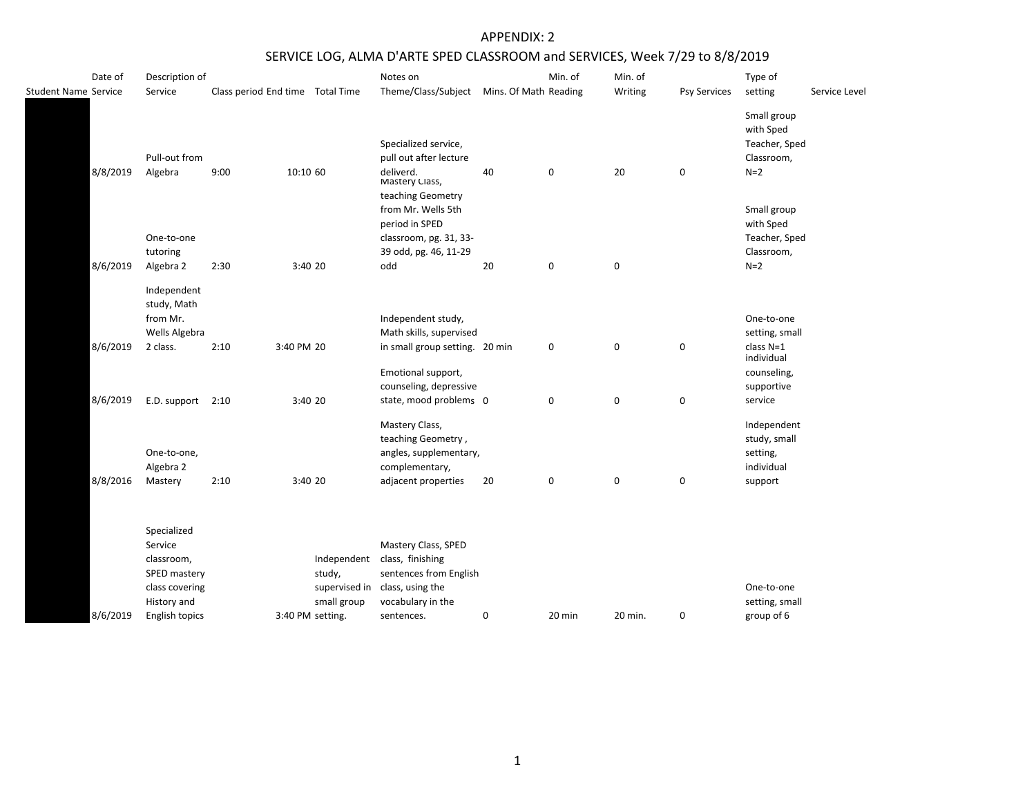APPENDIX: 2

SERVICE LOG, ALMA D'ARTE SPED CLASSROOM and SERVICES, Week 7/29 to 8/8/2019

| Student Name | Date of Service | Description of Service | Class period | End time | Total Time | Notes on Theme/Class/Subject | Mins. Of Math | Min. of Reading | Min. of Writing | Psy Services | Type of setting | Service Level |
|---|---|---|---|---|---|---|---|---|---|---|---|---|
| | 8/8/2019 | Pull-out from Algebra | 9:00 | 10:10 | 60 | Specialized service, pull out after lecture deliverd. | 40 | 0 | 20 | 0 | Small group with Sped Teacher, Sped Classroom, N=2 | |
| | 8/6/2019 | One-to-one tutoring Algebra 2 | 2:30 | 3:40 | 20 | Mastery Class, teaching Geometry from Mr. Wells 5th period in SPED classroom, pg. 31, 33-39 odd, pg. 46, 11-29 odd | 20 | 0 | 0 | | Small group with Sped Teacher, Sped Classroom, N=2 | |
| | 8/6/2019 | Independent study, Math from Mr. Wells Algebra 2 class. | 2:10 | 3:40 PM | 20 | Independent study, Math skills, supervised in small group setting. | 20 min | 0 | 0 | 0 | One-to-one setting, small class N=1 | |
| | 8/6/2019 | E.D. support | 2:10 | 3:40 | 20 | Emotional support, counseling, depressive state, mood problems | 0 | 0 | 0 | 0 | individual counseling, supportive service | |
| | 8/8/2016 | One-to-one, Algebra 2 Mastery | 2:10 | 3:40 | 20 | Mastery Class, teaching Geometry , angles, supplementary, complementary, adjacent properties | 20 | 0 | 0 | 0 | Independent study, small setting, individual support | |
| | 8/6/2019 | Specialized Service classroom, SPED mastery class covering History and English topics | | 3:40 PM | Independent study, supervised in small group setting. | Mastery Class, SPED class, finishing sentences from English class, using the vocabulary in the sentences. | 0 | 20 min | 20 min. | 0 | One-to-one setting, small group of 6 | |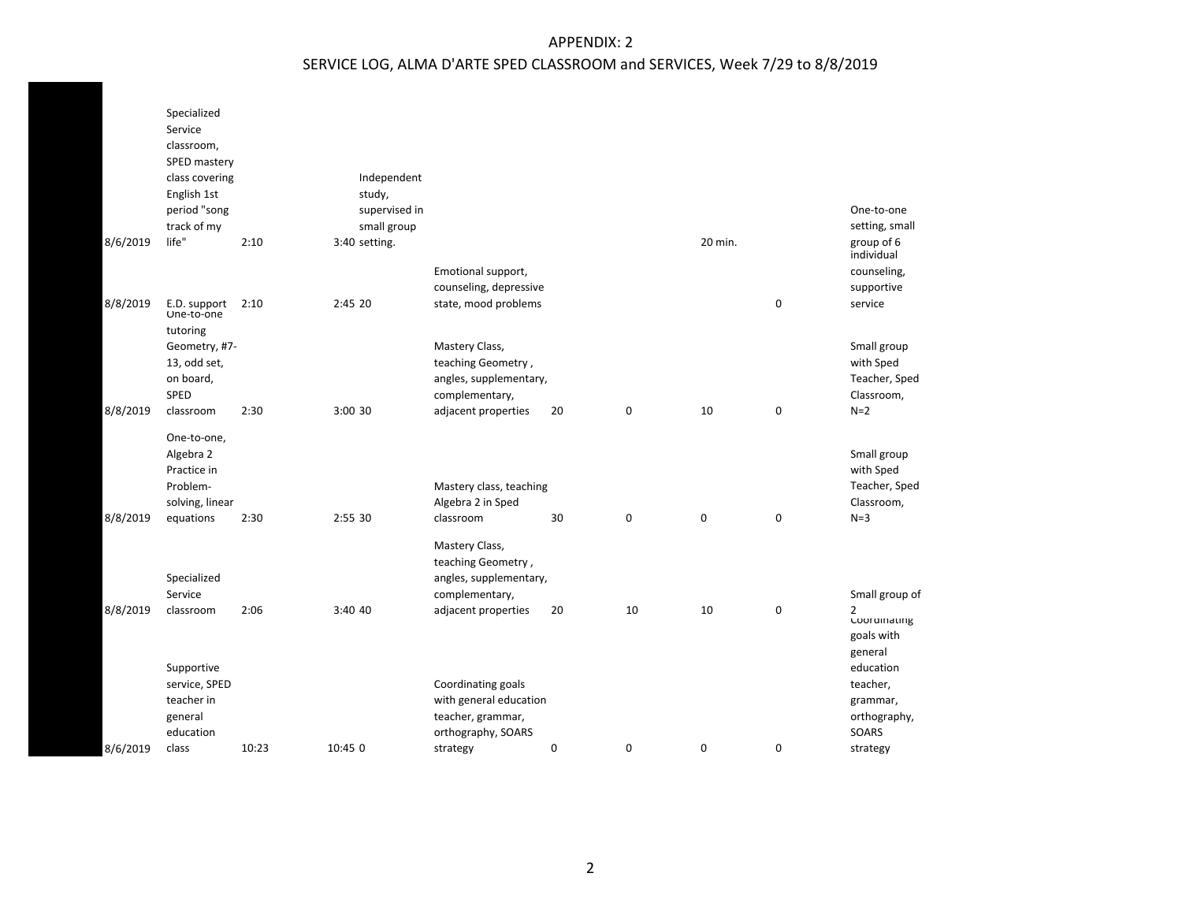APPENDIX: 2

SERVICE LOG, ALMA D'ARTE SPED CLASSROOM and SERVICES, Week 7/29 to 8/8/2019

| | | | | | | | | | | |
|---|---|---|---|---|---|---|---|---|---|---|
| 8/6/2019 | Specialized Service classroom, SPED mastery class covering English 1st period "song track of my life" | 2:10 | 3:40 | Independent study, supervised in small group setting. | | | | 20 min. | | One-to-one setting, small group of 6 |
| 8/8/2019 | E.D. support | 2:10 | 2:45 | 20 | Emotional support, counseling, depressive state, mood problems | | | | 0 | individual counseling, supportive service |
| 8/8/2019 | One-to-one tutoring Geometry, #7-13, odd set, on board, SPED classroom | 2:30 | 3:00 | 30 | Mastery Class, teaching Geometry , angles, supplementary, complementary, adjacent properties | 20 | 0 | 10 | 0 | Small group with Sped Teacher, Sped Classroom, N=2 |
| 8/8/2019 | One-to-one, Algebra 2 Practice in Problem-solving, linear equations | 2:30 | 2:55 | 30 | Mastery class, teaching Algebra 2 in Sped classroom | 30 | 0 | 0 | 0 | Small group with Sped Teacher, Sped Classroom, N=3 |
| 8/8/2019 | Specialized Service classroom | 2:06 | 3:40 | 40 | Mastery Class, teaching Geometry , angles, supplementary, complementary, adjacent properties | 20 | 10 | 10 | 0 | Small group of 2 |
| 8/6/2019 | Supportive service, SPED teacher in general education class | 10:23 | 10:45 | 0 | Coordinating goals with general education teacher, grammar, orthography, SOARS strategy | 0 | 0 | 0 | 0 | Coordinating goals with general education teacher, grammar, orthography, SOARS strategy |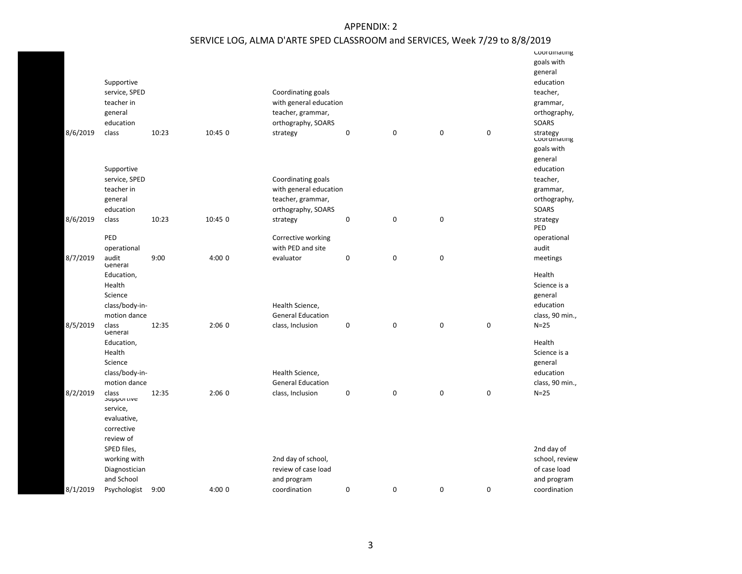APPENDIX: 2

SERVICE LOG, ALMA D'ARTE SPED CLASSROOM and SERVICES, Week 7/29 to 8/8/2019

| Date | Service | Start | End | | Description | | | | | Notes |
|---|---|---|---|---|---|---|---|---|---|---|
| 8/6/2019 | Supportive service, SPED teacher in general education class | 10:23 | 10:45 | 0 | Coordinating goals with general education teacher, grammar, orthography, SOARS strategy | 0 | 0 | 0 | 0 | Coordinating goals with general education teacher, grammar, orthography, SOARS strategy |
| 8/6/2019 | Supportive service, SPED teacher in general education class | 10:23 | 10:45 | 0 | Coordinating goals with general education teacher, grammar, orthography, SOARS strategy | 0 | 0 | 0 | | Coordinating goals with general education teacher, grammar, orthography, SOARS strategy |
| 8/7/2019 | PED operational audit | 9:00 | 4:00 | 0 | Corrective working with PED and site evaluator | 0 | 0 | 0 | | PED operational audit meetings |
| 8/5/2019 | General Education, Health Science class/body-in-motion dance class | 12:35 | 2:06 | 0 | Health Science, General Education class, Inclusion | 0 | 0 | 0 | 0 | Health Science is a general education class, 90 min., N=25 |
| 8/2/2019 | General Education, Health Science class/body-in-motion dance class | 12:35 | 2:06 | 0 | Health Science, General Education class, Inclusion | 0 | 0 | 0 | 0 | Health Science is a general education class, 90 min., N=25 |
| 8/1/2019 | Supportive service, evaluative, corrective review of SPED files, working with Diagnostician and School Psychologist | 9:00 | 4:00 | 0 | 2nd day of school, review of case load and program coordination | 0 | 0 | 0 | 0 | 2nd day of school, review of case load and program coordination |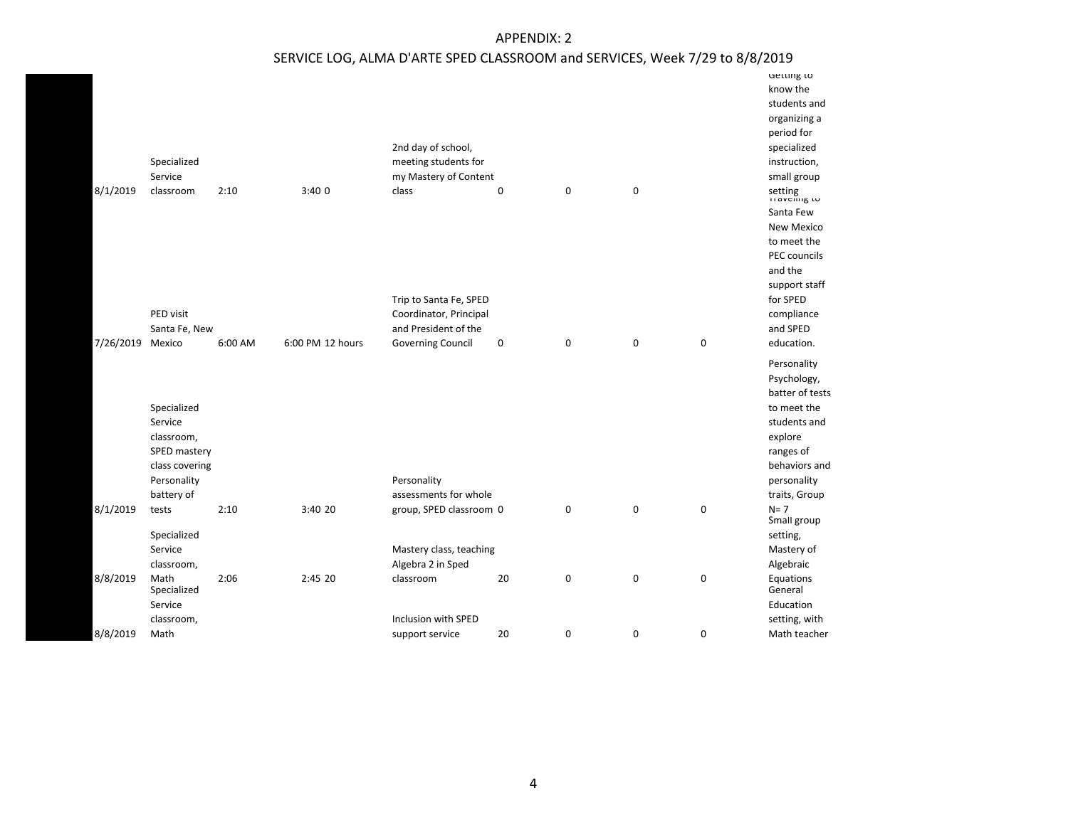APPENDIX: 2

SERVICE LOG, ALMA D'ARTE SPED CLASSROOM and SERVICES, Week 7/29 to 8/8/2019

| Date | Location | Start | End | Description | | | | | Notes |
|---|---|---|---|---|---|---|---|---|---|
| 8/1/2019 | Specialized Service classroom | 2:10 | 3:40 0 | 2nd day of school, meeting students for my Mastery of Content class | 0 | 0 | 0 | | Getting to know the students and organizing a period for specialized instruction, small group setting |
| 7/26/2019 | PED visit Santa Fe, New Mexico | 6:00 AM | 6:00 PM 12 hours | Trip to Santa Fe, SPED Coordinator, Principal and President of the Governing Council | 0 | 0 | 0 | 0 | Traveling to Santa Few New Mexico to meet the PEC councils and the support staff for SPED compliance and SPED education. |
| 8/1/2019 | Specialized Service classroom, SPED mastery class covering Personality battery of tests | 2:10 | 3:40 20 | Personality assessments for whole group, SPED classroom | 0 | 0 | 0 | 0 | Personality Psychology, batter of tests to meet the students and explore ranges of behaviors and personality traits, Group N= 7 |
| 8/8/2019 | Specialized Service classroom, Math | 2:06 | 2:45 20 | Mastery class, teaching Algebra 2 in Sped classroom | 20 | 0 | 0 | 0 | Small group setting, Mastery of Algebraic Equations |
| 8/8/2019 | Specialized Service classroom, Math | | | Inclusion with SPED support service | 20 | 0 | 0 | 0 | General Education setting, with Math teacher |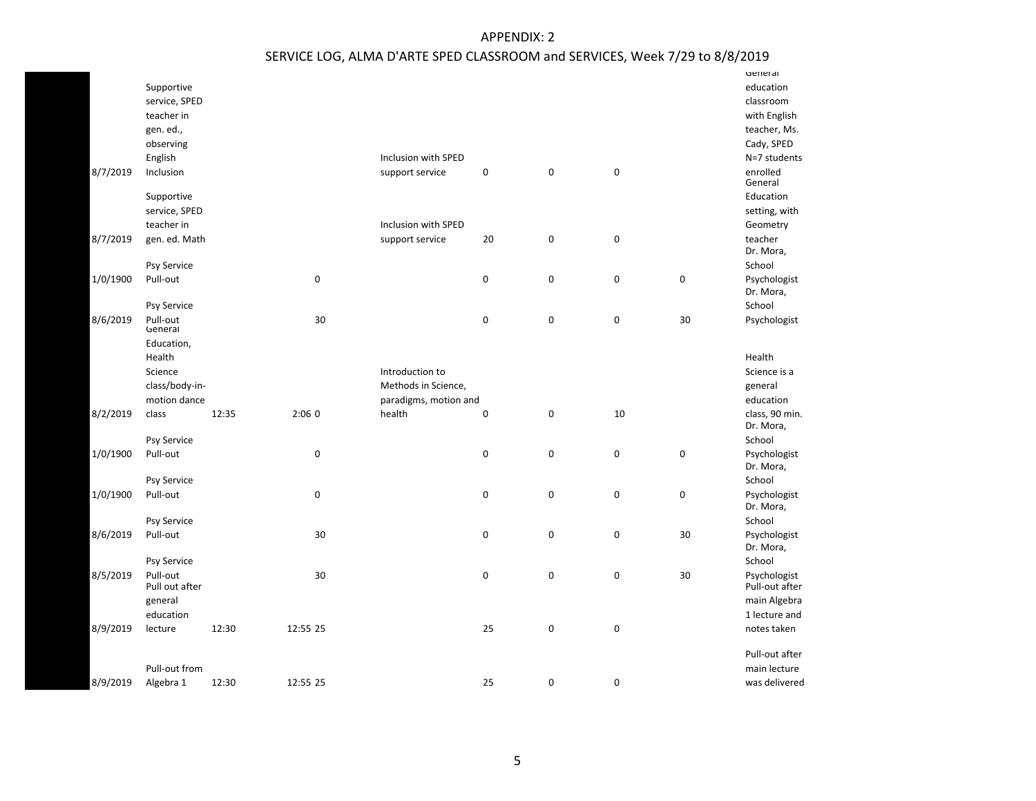| Date | Service | Start | End | Min. | Description | | | | | Notes |
|---|---|---|---|---|---|---|---|---|---|---|
| 8/7/2019 | Supportive service, SPED teacher in gen. ed., observing English Inclusion | | | | Inclusion with SPED support service | 0 | 0 | 0 | | General education classroom with English teacher, Ms. Cady, SPED N=7 students enrolled |
| 8/7/2019 | Supportive service, SPED teacher in gen. ed. Math | | | | Inclusion with SPED support service | 20 | 0 | 0 | | General Education setting, with Geometry teacher |
| 1/0/1900 | Psy Service Pull-out | | | 0 | | 0 | 0 | 0 | 0 | Dr. Mora, School Psychologist |
| 8/6/2019 | Psy Service Pull-out | | | 30 | | 0 | 0 | 0 | 30 | Dr. Mora, School Psychologist |
| 8/2/2019 | General Education, Health Science class/body-in-motion dance class | 12:35 | 2:06 | 0 | Introduction to Methods in Science, paradigms, motion and health | 0 | 0 | 10 | | Health Science is a general education class, 90 min. |
| 1/0/1900 | Psy Service Pull-out | | | 0 | | 0 | 0 | 0 | 0 | Dr. Mora, School Psychologist |
| 1/0/1900 | Psy Service Pull-out | | | 0 | | 0 | 0 | 0 | 0 | Dr. Mora, School Psychologist |
| 8/6/2019 | Psy Service Pull-out | | | 30 | | 0 | 0 | 0 | 30 | Dr. Mora, School Psychologist |
| 8/5/2019 | Psy Service Pull-out | | | 30 | | 0 | 0 | 0 | 30 | Dr. Mora, School Psychologist |
| 8/9/2019 | Pull out after general education lecture | 12:30 | 12:55 | 25 | | 25 | 0 | 0 | | Pull-out after main Algebra 1 lecture and notes taken |
| 8/9/2019 | Pull-out from Algebra 1 | 12:30 | 12:55 | 25 | | 25 | 0 | 0 | | Pull-out after main lecture was delivered |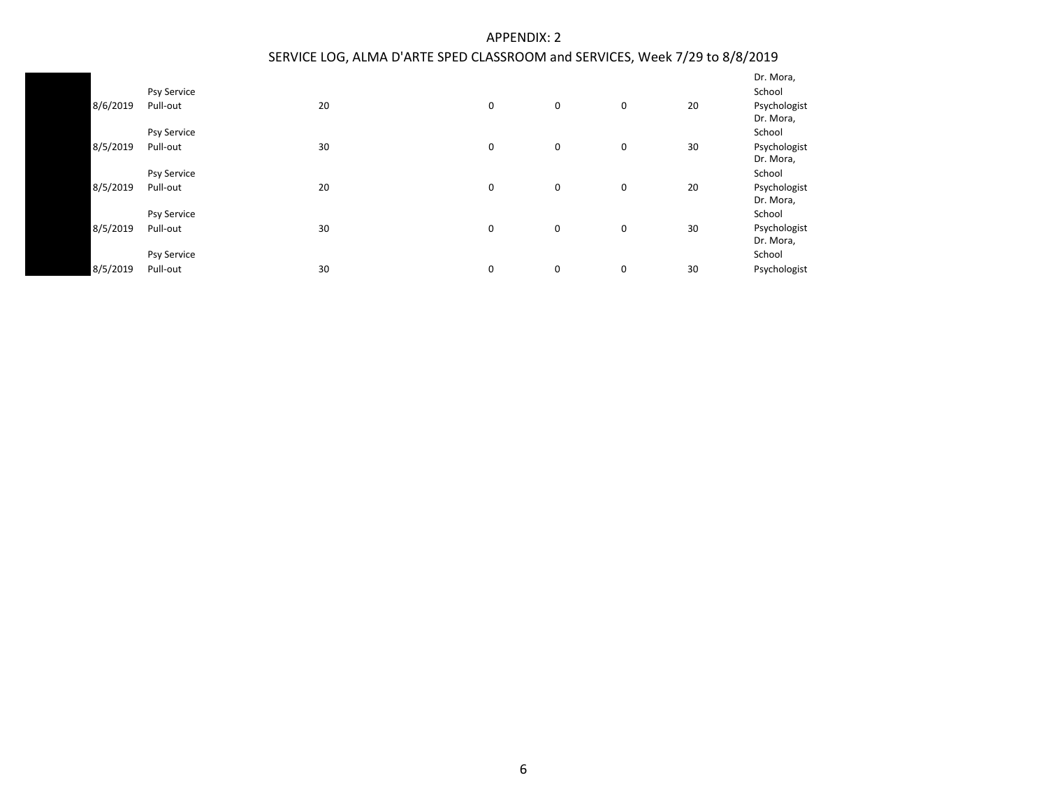APPENDIX: 2

SERVICE LOG, ALMA D'ARTE SPED CLASSROOM and SERVICES, Week 7/29 to 8/8/2019

| | | | | | | | | |
|---|---|---|---|---|---|---|---|---|
| | 8/6/2019 | Psy Service Pull-out | 20 | 0 | 0 | 0 | 20 | Dr. Mora, School Psychologist |
| | 8/5/2019 | Psy Service Pull-out | 30 | 0 | 0 | 0 | 30 | Dr. Mora, School Psychologist |
| | 8/5/2019 | Psy Service Pull-out | 20 | 0 | 0 | 0 | 20 | Dr. Mora, School Psychologist |
| | 8/5/2019 | Psy Service Pull-out | 30 | 0 | 0 | 0 | 30 | Dr. Mora, School Psychologist |
| | 8/5/2019 | Psy Service Pull-out | 30 | 0 | 0 | 0 | 30 | Dr. Mora, School Psychologist |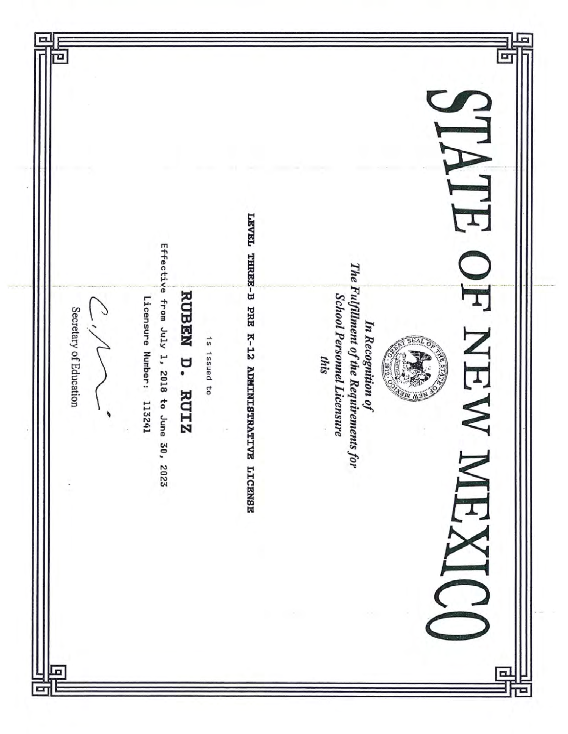# STATE OF NEW MEXICO

*In Recognition of*
*The Fulfillment of the Requirements for*
*School Personnel Licensure*
*this*

**LEVEL THREE-B PRE K-12 ADMINISTRATIVE LICENSE**

is issued to

**RUBEN D. RUIZ**

Effective from July 1, 2018 to June 30, 2023

Licensure Number: 113241

Secretary of Education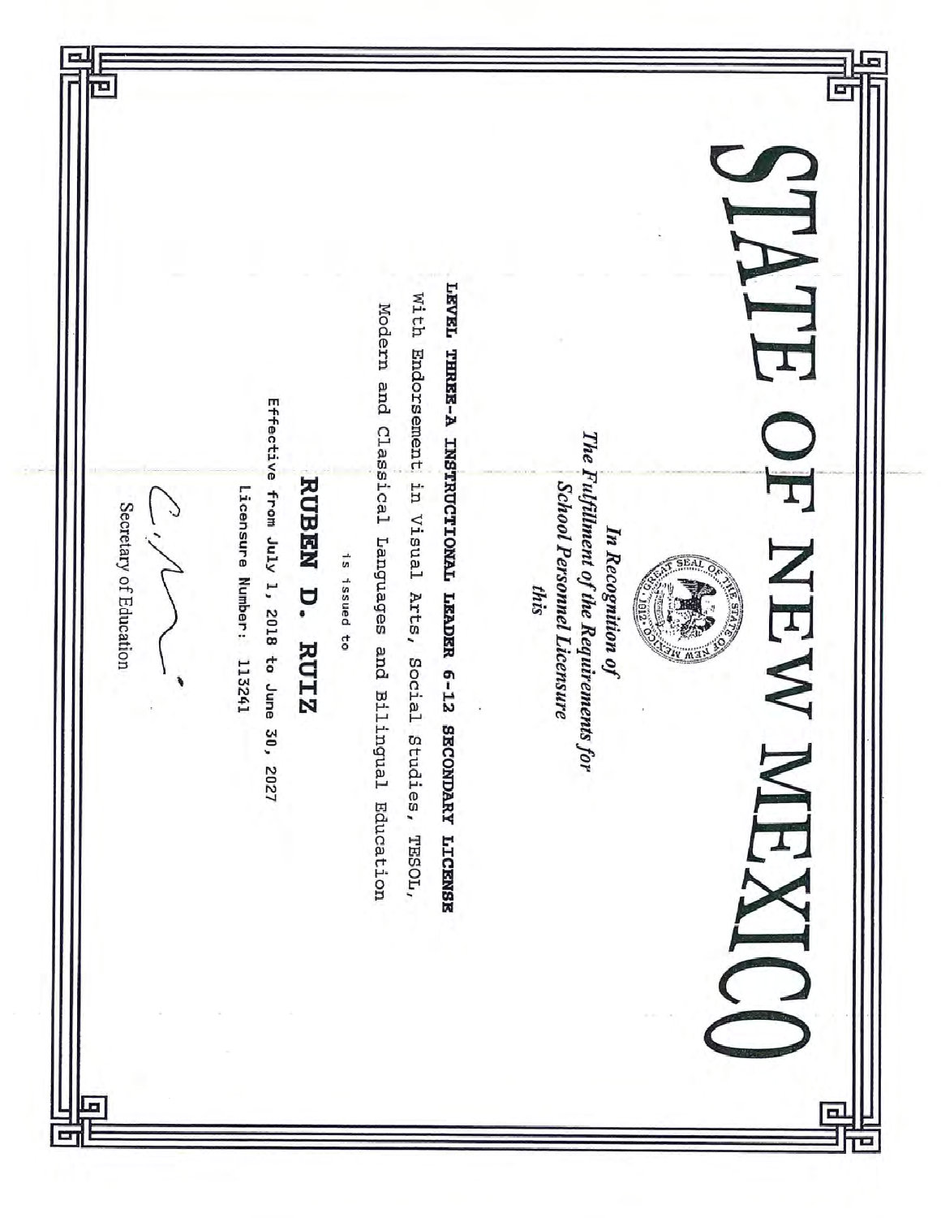# STATE OF NEW MEXICO

*In Recognition of*
*The Fulfillment of the Requirements for*
*School Personnel Licensure*
*this*

**LEVEL THREE-A INSTRUCTIONAL LEADER 6-12 SECONDARY LICENSE**

With Endorsement in Visual Arts, Social Studies, TESOL, Modern and Classical Languages and Bilingual Education

is issued to

**RUBEN D. RUIZ**

Effective from July 1, 2018 to June 30, 2027

Licensure Number: 113241

Secretary of Education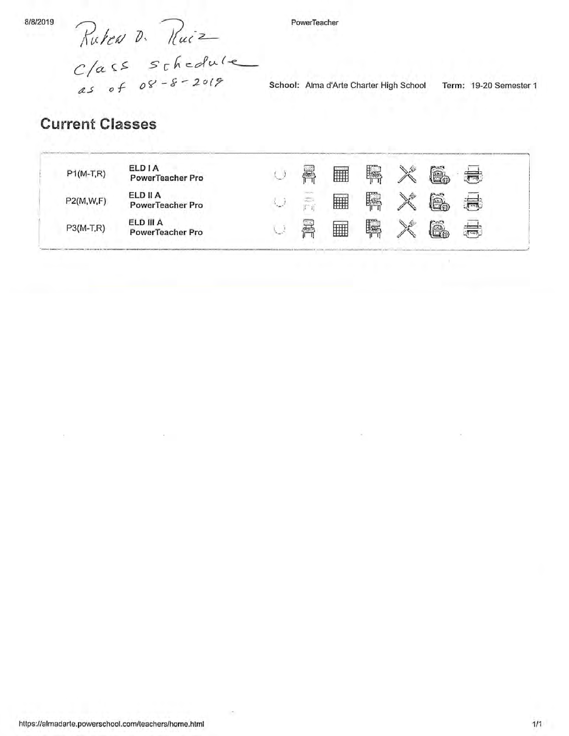Ruben D. Ruiz
Class schedule
as of 08-8-2019

**School:** Alma d'Arte Charter High School **Term:** 19-20 Semester 1

## Current Classes

| Period | Class |
|---|---|
| P1(M-T,R) | **ELD I A** **PowerTeacher Pro** |
| P2(M,W,F) | **ELD II A** **PowerTeacher Pro** |
| P3(M-T,R) | **ELD III A** **PowerTeacher Pro** |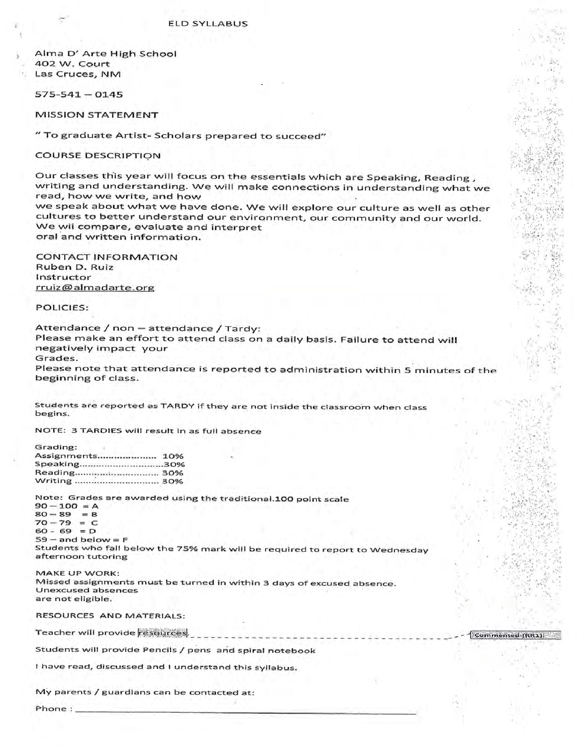# ELD SYLLABUS

Alma D' Arte High School
402 W. Court
Las Cruces, NM

575-541 – 0145

## MISSION STATEMENT

" To graduate Artist- Scholars prepared to succeed"

## COURSE DESCRIPTION

Our classes this year will focus on the essentials which are Speaking, Reading , writing and understanding. We will make connections in understanding what we read, how we write, and how we speak about what we have done. We will explore our culture as well as other cultures to better understand our environment, our community and our world. We wii compare, evaluate and interpret oral and written information.

## CONTACT INFORMATION

Ruben D. Ruiz
Instructor
rruiz@almadarte.org

## POLICIES:

Attendance / non – attendance / Tardy:
Please make an effort to attend class on a daily basis. Failure to attend will negatively impact your Grades.
Please note that attendance is reported to administration within 5 minutes of the beginning of class.

Students are reported as TARDY if they are not inside the classroom when class begins.

NOTE: 3 TARDIES will result in as full absence

Grading:
Assignments.................... 10%
Speaking..............................30%
Reading.............................. 30%
Writing .............................. 30%

Note: Grades are awarded using the traditional.100 point scale
90 – 100 = A
80 – 89 = B
70 – 79 = C
60 - 69 = D
59 – and below = F
Students who fall below the 75% mark will be required to report to Wednesday afternoon tutoring

MAKE UP WORK:
Missed assignments must be turned in within 3 days of excused absence. Unexcused absences are not eligible.

RESOURCES AND MATERIALS:

Teacher will provide resources

Commented [RR1]:

Students will provide Pencils / pens and spiral notebook

I have read, discussed and I understand this syllabus.

My parents / guardians can be contacted at:

Phone : ____________________________________________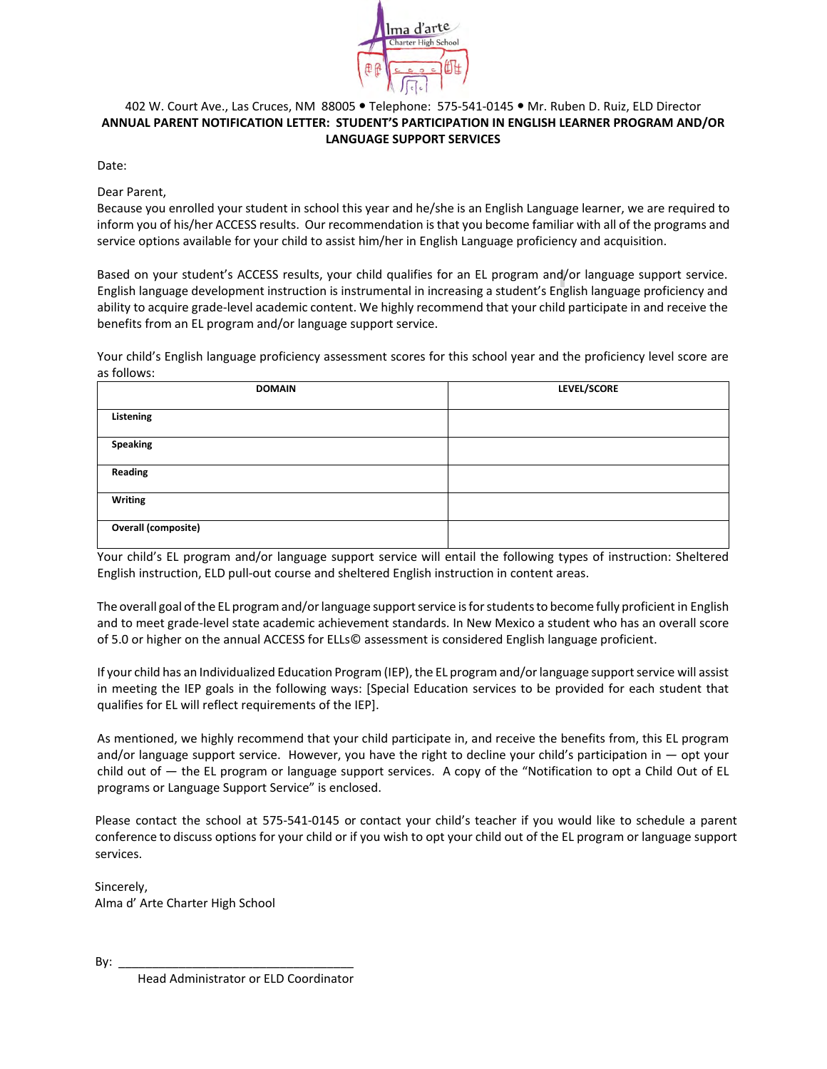402 W. Court Ave., Las Cruces, NM 88005 • Telephone: 575-541-0145 • Mr. Ruben D. Ruiz, ELD Director

**ANNUAL PARENT NOTIFICATION LETTER: STUDENT'S PARTICIPATION IN ENGLISH LEARNER PROGRAM AND/OR LANGUAGE SUPPORT SERVICES**

Date:

Dear Parent,

Because you enrolled your student in school this year and he/she is an English Language learner, we are required to inform you of his/her ACCESS results. Our recommendation is that you become familiar with all of the programs and service options available for your child to assist him/her in English Language proficiency and acquisition.

Based on your student's ACCESS results, your child qualifies for an EL program and/or language support service. English language development instruction is instrumental in increasing a student's English language proficiency and ability to acquire grade-level academic content. We highly recommend that your child participate in and receive the benefits from an EL program and/or language support service.

Your child's English language proficiency assessment scores for this school year and the proficiency level score are as follows:

| DOMAIN | LEVEL/SCORE |
|---|---|
| **Listening** | |
| **Speaking** | |
| **Reading** | |
| **Writing** | |
| **Overall (composite)** | |

Your child's EL program and/or language support service will entail the following types of instruction: Sheltered English instruction, ELD pull-out course and sheltered English instruction in content areas.

The overall goal of the EL program and/or language support service is for students to become fully proficient in English and to meet grade-level state academic achievement standards. In New Mexico a student who has an overall score of 5.0 or higher on the annual ACCESS for ELLs© assessment is considered English language proficient.

If your child has an Individualized Education Program (IEP), the EL program and/or language support service will assist in meeting the IEP goals in the following ways: [Special Education services to be provided for each student that qualifies for EL will reflect requirements of the IEP].

As mentioned, we highly recommend that your child participate in, and receive the benefits from, this EL program and/or language support service. However, you have the right to decline your child's participation in — opt your child out of — the EL program or language support services. A copy of the "Notification to opt a Child Out of EL programs or Language Support Service" is enclosed.

Please contact the school at 575-541-0145 or contact your child's teacher if you would like to schedule a parent conference to discuss options for your child or if you wish to opt your child out of the EL program or language support services.

Sincerely,
Alma d' Arte Charter High School

By: ___________________________________
Head Administrator or ELD Coordinator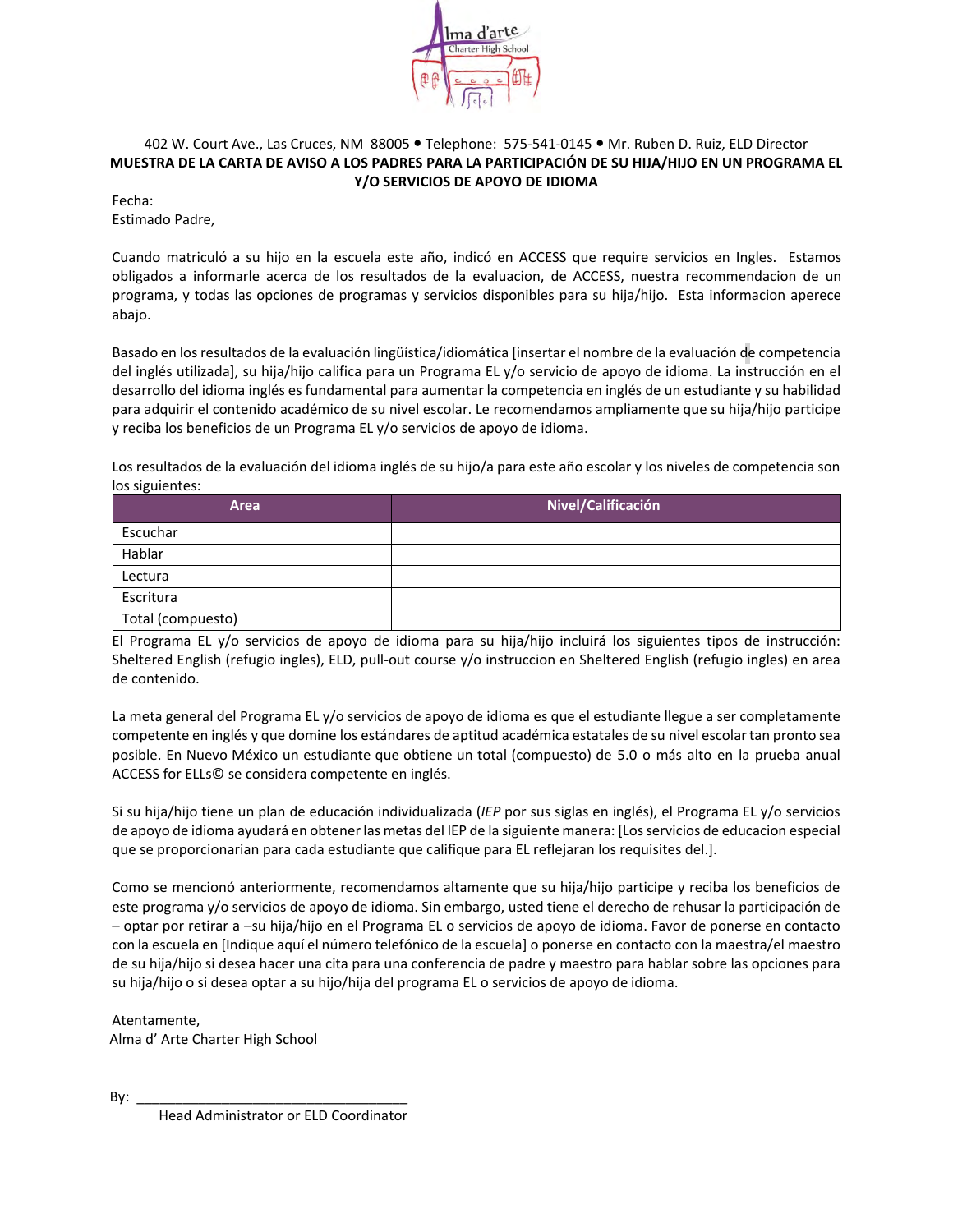402 W. Court Ave., Las Cruces, NM 88005 • Telephone: 575-541-0145 • Mr. Ruben D. Ruiz, ELD Director

**MUESTRA DE LA CARTA DE AVISO A LOS PADRES PARA LA PARTICIPACIÓN DE SU HIJA/HIJO EN UN PROGRAMA EL Y/O SERVICIOS DE APOYO DE IDIOMA**

Fecha:
Estimado Padre,

Cuando matriculó a su hijo en la escuela este año, indicó en ACCESS que require servicios en Ingles. Estamos obligados a informarle acerca de los resultados de la evaluacion, de ACCESS, nuestra recommendacion de un programa, y todas las opciones de programas y servicios disponibles para su hija/hijo. Esta informacion aperece abajo.

Basado en los resultados de la evaluación lingüística/idiomática [insertar el nombre de la evaluación de competencia del inglés utilizada], su hija/hijo califica para un Programa EL y/o servicio de apoyo de idioma. La instrucción en el desarrollo del idioma inglés es fundamental para aumentar la competencia en inglés de un estudiante y su habilidad para adquirir el contenido académico de su nivel escolar. Le recomendamos ampliamente que su hija/hijo participe y reciba los beneficios de un Programa EL y/o servicios de apoyo de idioma.

Los resultados de la evaluación del idioma inglés de su hijo/a para este año escolar y los niveles de competencia son los siguientes:

| Area | Nivel/Calificación |
|---|---|
| Escuchar | |
| Hablar | |
| Lectura | |
| Escritura | |
| Total (compuesto) | |

El Programa EL y/o servicios de apoyo de idioma para su hija/hijo incluirá los siguientes tipos de instrucción: Sheltered English (refugio ingles), ELD, pull-out course y/o instruccion en Sheltered English (refugio ingles) en area de contenido.

La meta general del Programa EL y/o servicios de apoyo de idioma es que el estudiante llegue a ser completamente competente en inglés y que domine los estándares de aptitud académica estatales de su nivel escolar tan pronto sea posible. En Nuevo México un estudiante que obtiene un total (compuesto) de 5.0 o más alto en la prueba anual ACCESS for ELLs© se considera competente en inglés.

Si su hija/hijo tiene un plan de educación individualizada (*IEP* por sus siglas en inglés), el Programa EL y/o servicios de apoyo de idioma ayudará en obtener las metas del IEP de la siguiente manera: [Los servicios de educacion especial que se proporcionarian para cada estudiante que califique para EL reflejaran los requisites del.].

Como se mencionó anteriormente, recomendamos altamente que su hija/hijo participe y reciba los beneficios de este programa y/o servicios de apoyo de idioma. Sin embargo, usted tiene el derecho de rehusar la participación de – optar por retirar a –su hija/hijo en el Programa EL o servicios de apoyo de idioma. Favor de ponerse en contacto con la escuela en [Indique aquí el número telefónico de la escuela] o ponerse en contacto con la maestra/el maestro de su hija/hijo si desea hacer una cita para una conferencia de padre y maestro para hablar sobre las opciones para su hija/hijo o si desea optar a su hijo/hija del programa EL o servicios de apoyo de idioma.

Atentamente,
Alma d' Arte Charter High School

By: ___________________________________
Head Administrator or ELD Coordinator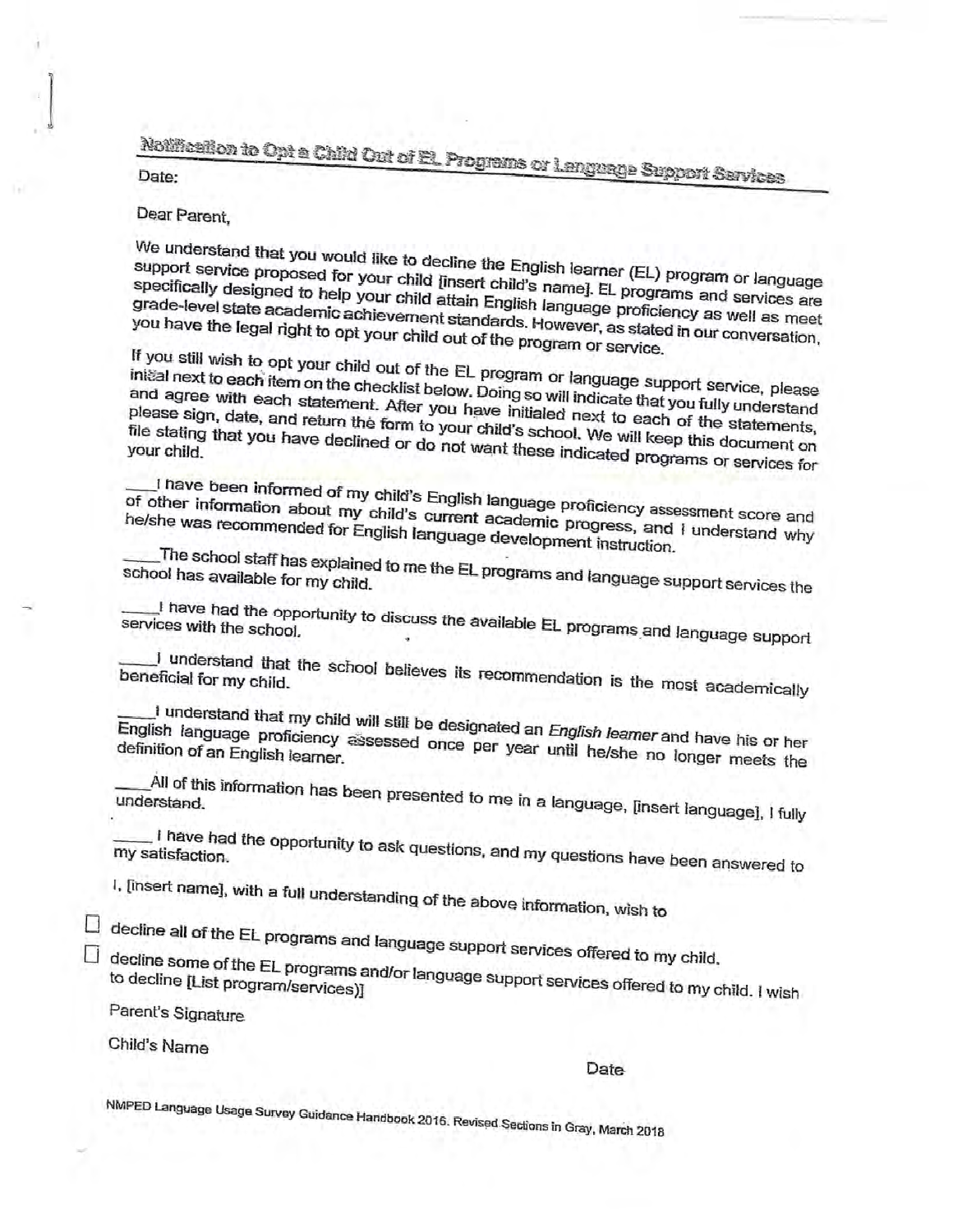## Notification to Opt a Child Out of EL Programs or Language Support Services

Date:

Dear Parent,

We understand that you would like to decline the English learner (EL) program or language support service proposed for your child [insert child's name]. EL programs and services are specifically designed to help your child attain English language proficiency as well as meet grade-level state academic achievement standards. However, as stated in our conversation, you have the legal right to opt your child out of the program or service.

If you still wish to opt your child out of the EL program or language support service, please initial next to each item on the checklist below. Doing so will indicate that you fully understand and agree with each statement. After you have initialed next to each of the statements, please sign, date, and return the form to your child's school. We will keep this document on file stating that you have declined or do not want these indicated programs or services for your child.

____I have been informed of my child's English language proficiency assessment score and of other information about my child's current academic progress, and I understand why he/she was recommended for English language development instruction.

____The school staff has explained to me the EL programs and language support services the school has available for my child.

____I have had the opportunity to discuss the available EL programs and language support services with the school.

____I understand that the school believes its recommendation is the most academically beneficial for my child.

____I understand that my child will still be designated an *English learner* and have his or her English language proficiency assessed once per year until he/she no longer meets the definition of an English learner.

____All of this information has been presented to me in a language, [insert language], I fully understand.

____I have had the opportunity to ask questions, and my questions have been answered to my satisfaction.

I, [insert name], with a full understanding of the above information, wish to

☐ decline all of the EL programs and language support services offered to my child.

☐ decline some of the EL programs and/or language support services offered to my child. I wish to decline [List program/services)]

Parent's Signature

Child's Name

Date

NMPED Language Usage Survey Guidance Handbook 2016. Revised Sections in Gray, March 2018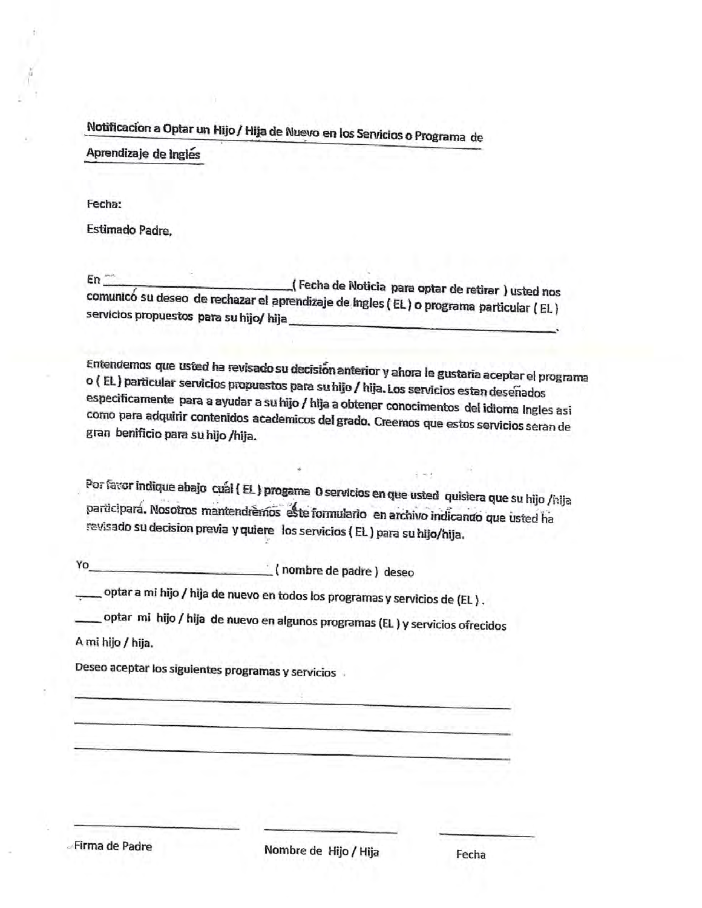**Notificacion a Optar un Hijo / Hija de Nuevo en los Servicios o Programa de Aprendizaje de Inglés**

Fecha:

Estimado Padre,

En ______________________________( Fecha de Noticia para optar de retirar ) usted nos comunicó su deseo de rechazar el aprendizaje de Ingles ( EL ) o programa particular ( EL ) servicios propuestos para su hijo/ hija ______________________________________________.

Entendemos que usted ha revisado su decisión anterior y ahora le gustaria aceptar el programa o ( EL ) particular servicios propuestos para su hijo / hija. Los servicios estan deseñados especificamente para a ayudar a su hijo / hija a obtener conocimentos del idioma Ingles asi como para adquirir contenidos academicos del grado. Creemos que estos servicios seran de gran benificio para su hijo /hija.

Por favor indique abajo cuál ( EL ) progama O servicios en que usted quisiera que su hijo /hija participará. Nosotros mantendrémos este formulario en archivo indicando que usted ha revisado su decision previa y quiere los servicios ( EL ) para su hijo/hija.

Yo______________________________( nombre de padre ) deseo

_____ optar a mi hijo / hija de nuevo en todos los programas y servicios de (EL ).

_____ optar mi hijo / hija de nuevo en algunos programas (EL ) y servicios ofrecidos A mi hijo / hija.

Deseo aceptar los siguientes programas y servicios

________________________________________________________________________

________________________________________________________________________

________________________________________________________________________

| ______________________ | ______________________ | ______________ |
|---|---|---|
| Firma de Padre | Nombre de Hijo / Hija | Fecha |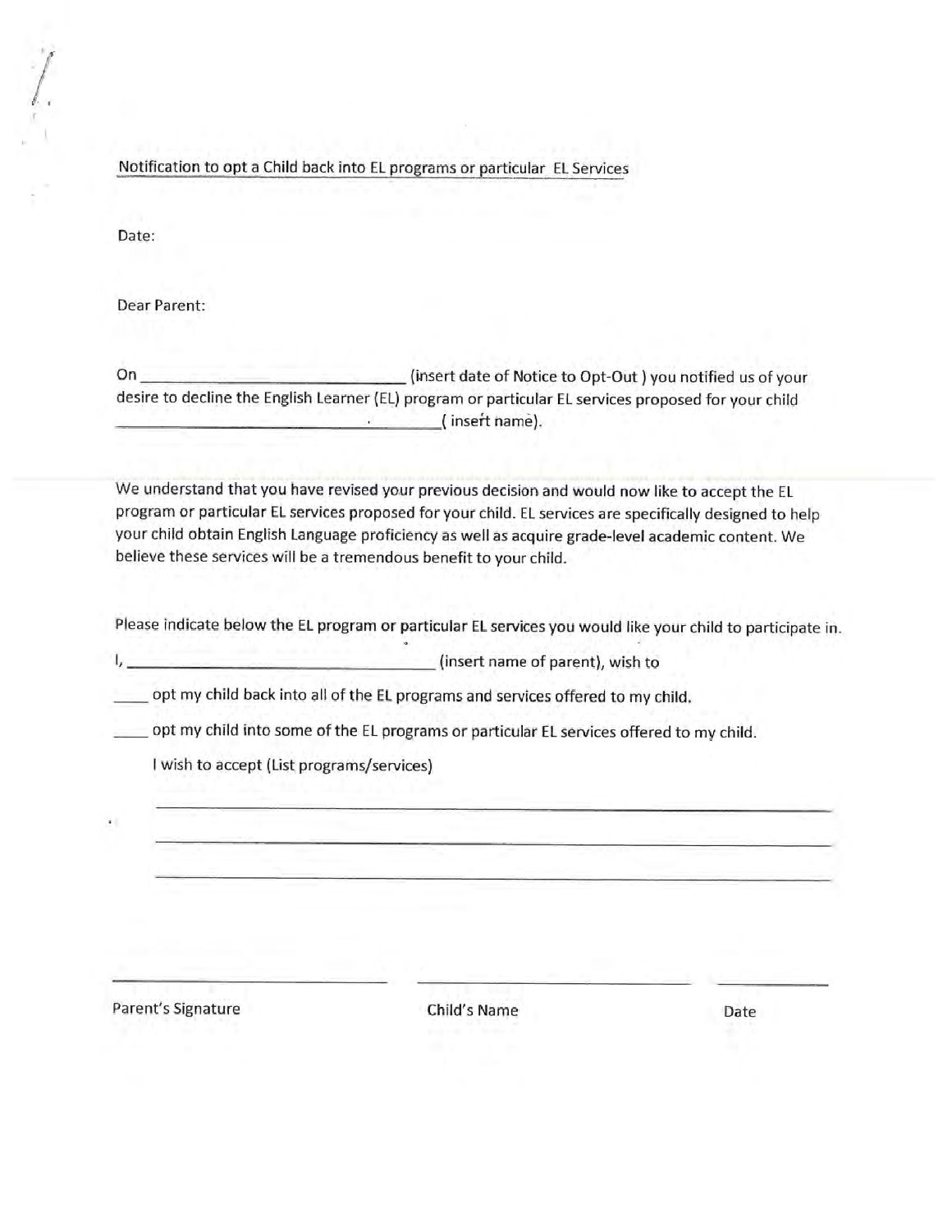Notification to opt a Child back into EL programs or particular EL Services

Date:

Dear Parent:

On ______________________________ (insert date of Notice to Opt-Out ) you notified us of your desire to decline the English Learner (EL) program or particular EL services proposed for your child ________________________________________( insert name).

We understand that you have revised your previous decision and would now like to accept the EL program or particular EL services proposed for your child. EL services are specifically designed to help your child obtain English Language proficiency as well as acquire grade-level academic content. We believe these services will be a tremendous benefit to your child.

Please indicate below the EL program or particular EL services you would like your child to participate in.

I, ______________________________________ (insert name of parent), wish to

____ opt my child back into all of the EL programs and services offered to my child.

____ opt my child into some of the EL programs or particular EL services offered to my child.

I wish to accept (List programs/services)

______________________________________________________________________

______________________________________________________________________

______________________________________________________________________

| | | |
|---|---|---|
| ______________________ | ______________________ | __________ |
| Parent's Signature | Child's Name | Date |